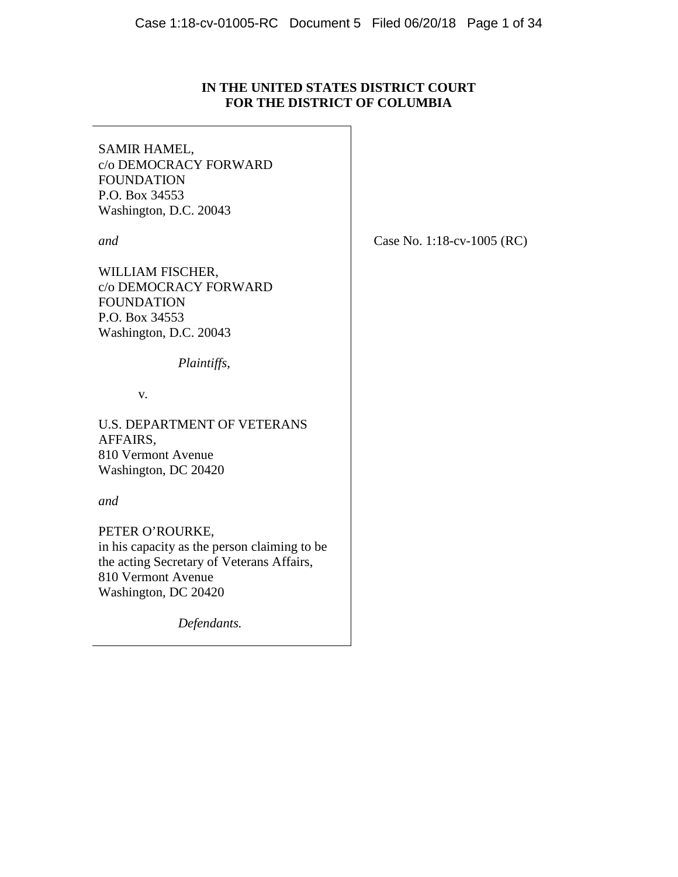**IN THE UNITED STATES DISTRICT COURT**
**FOR THE DISTRICT OF COLUMBIA**

SAMIR HAMEL,
c/o DEMOCRACY FORWARD FOUNDATION
P.O. Box 34553
Washington, D.C. 20043

*and*

WILLIAM FISCHER,
c/o DEMOCRACY FORWARD FOUNDATION
P.O. Box 34553
Washington, D.C. 20043

*Plaintiffs*,

v.

U.S. DEPARTMENT OF VETERANS AFFAIRS,
810 Vermont Avenue
Washington, DC 20420

*and*

PETER O'ROURKE,
in his capacity as the person claiming to be the acting Secretary of Veterans Affairs,
810 Vermont Avenue
Washington, DC 20420

*Defendants.*

Case No. 1:18-cv-1005 (RC)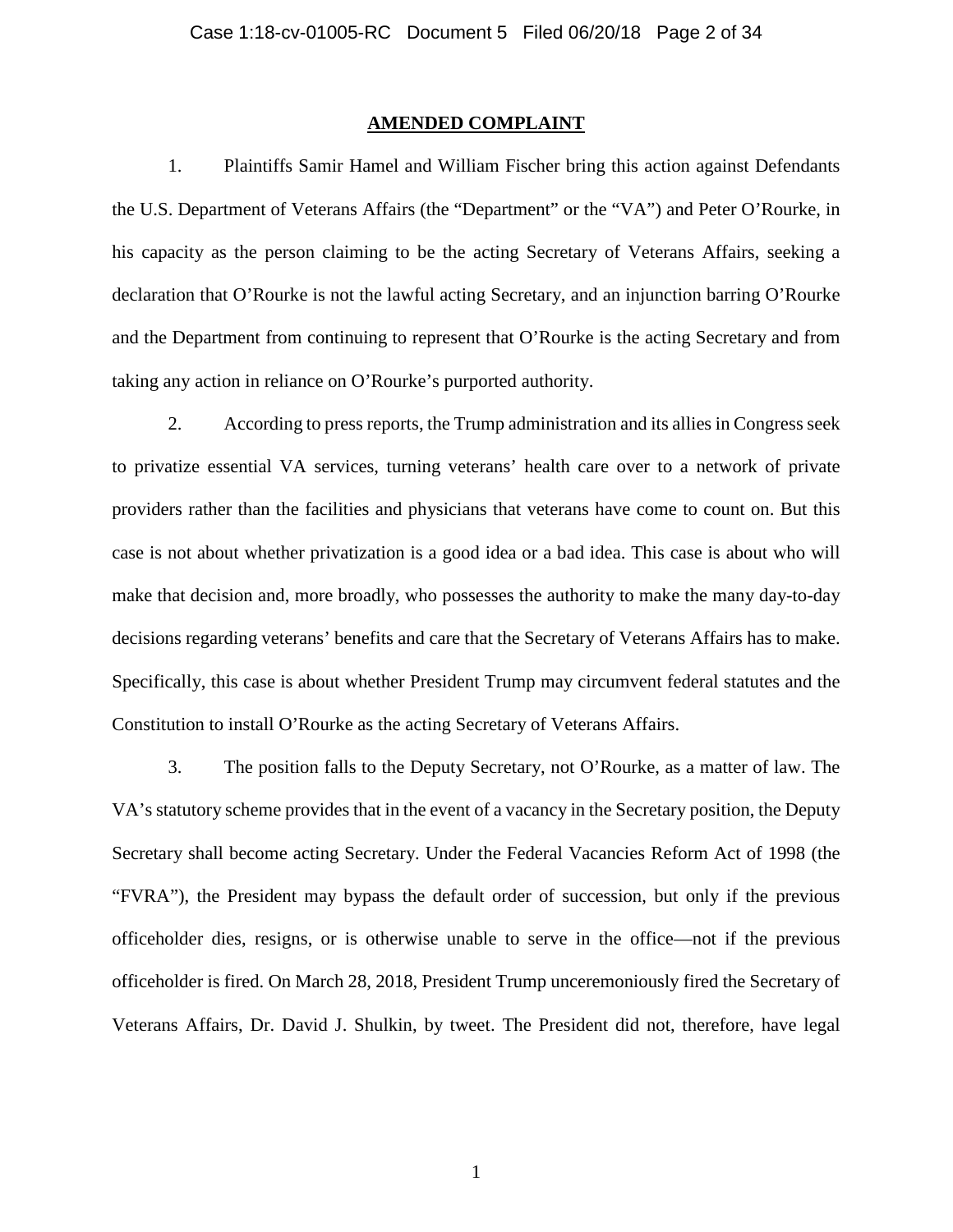## AMENDED COMPLAINT

1. Plaintiffs Samir Hamel and William Fischer bring this action against Defendants the U.S. Department of Veterans Affairs (the "Department" or the "VA") and Peter O'Rourke, in his capacity as the person claiming to be the acting Secretary of Veterans Affairs, seeking a declaration that O'Rourke is not the lawful acting Secretary, and an injunction barring O'Rourke and the Department from continuing to represent that O'Rourke is the acting Secretary and from taking any action in reliance on O'Rourke's purported authority.

2. According to press reports, the Trump administration and its allies in Congress seek to privatize essential VA services, turning veterans' health care over to a network of private providers rather than the facilities and physicians that veterans have come to count on. But this case is not about whether privatization is a good idea or a bad idea. This case is about who will make that decision and, more broadly, who possesses the authority to make the many day-to-day decisions regarding veterans' benefits and care that the Secretary of Veterans Affairs has to make. Specifically, this case is about whether President Trump may circumvent federal statutes and the Constitution to install O'Rourke as the acting Secretary of Veterans Affairs.

3. The position falls to the Deputy Secretary, not O'Rourke, as a matter of law. The VA's statutory scheme provides that in the event of a vacancy in the Secretary position, the Deputy Secretary shall become acting Secretary. Under the Federal Vacancies Reform Act of 1998 (the "FVRA"), the President may bypass the default order of succession, but only if the previous officeholder dies, resigns, or is otherwise unable to serve in the office—not if the previous officeholder is fired. On March 28, 2018, President Trump unceremoniously fired the Secretary of Veterans Affairs, Dr. David J. Shulkin, by tweet. The President did not, therefore, have legal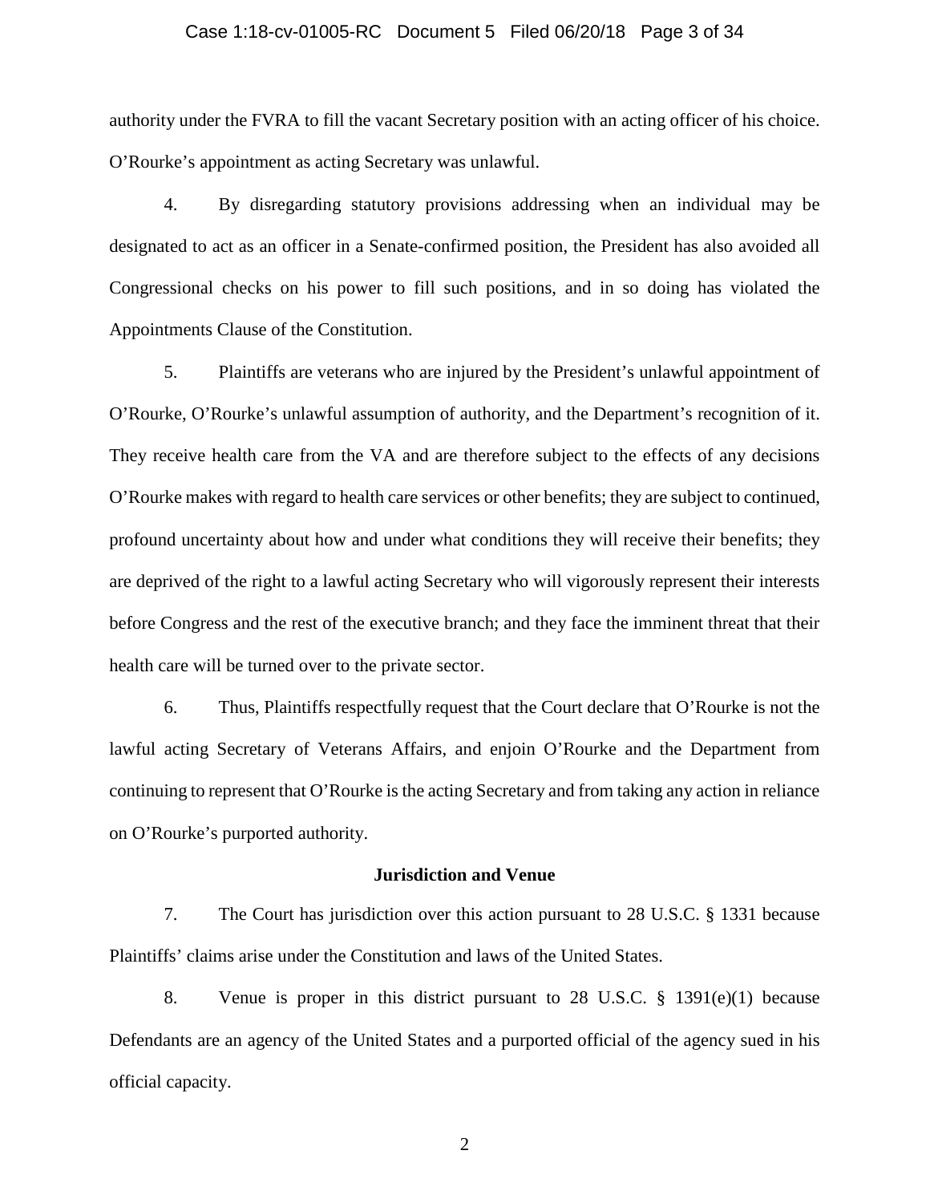authority under the FVRA to fill the vacant Secretary position with an acting officer of his choice. O'Rourke's appointment as acting Secretary was unlawful.

4. By disregarding statutory provisions addressing when an individual may be designated to act as an officer in a Senate-confirmed position, the President has also avoided all Congressional checks on his power to fill such positions, and in so doing has violated the Appointments Clause of the Constitution.

5. Plaintiffs are veterans who are injured by the President's unlawful appointment of O'Rourke, O'Rourke's unlawful assumption of authority, and the Department's recognition of it. They receive health care from the VA and are therefore subject to the effects of any decisions O'Rourke makes with regard to health care services or other benefits; they are subject to continued, profound uncertainty about how and under what conditions they will receive their benefits; they are deprived of the right to a lawful acting Secretary who will vigorously represent their interests before Congress and the rest of the executive branch; and they face the imminent threat that their health care will be turned over to the private sector.

6. Thus, Plaintiffs respectfully request that the Court declare that O'Rourke is not the lawful acting Secretary of Veterans Affairs, and enjoin O'Rourke and the Department from continuing to represent that O'Rourke is the acting Secretary and from taking any action in reliance on O'Rourke's purported authority.

## Jurisdiction and Venue

7. The Court has jurisdiction over this action pursuant to 28 U.S.C. § 1331 because Plaintiffs' claims arise under the Constitution and laws of the United States.

8. Venue is proper in this district pursuant to 28 U.S.C. § 1391(e)(1) because Defendants are an agency of the United States and a purported official of the agency sued in his official capacity.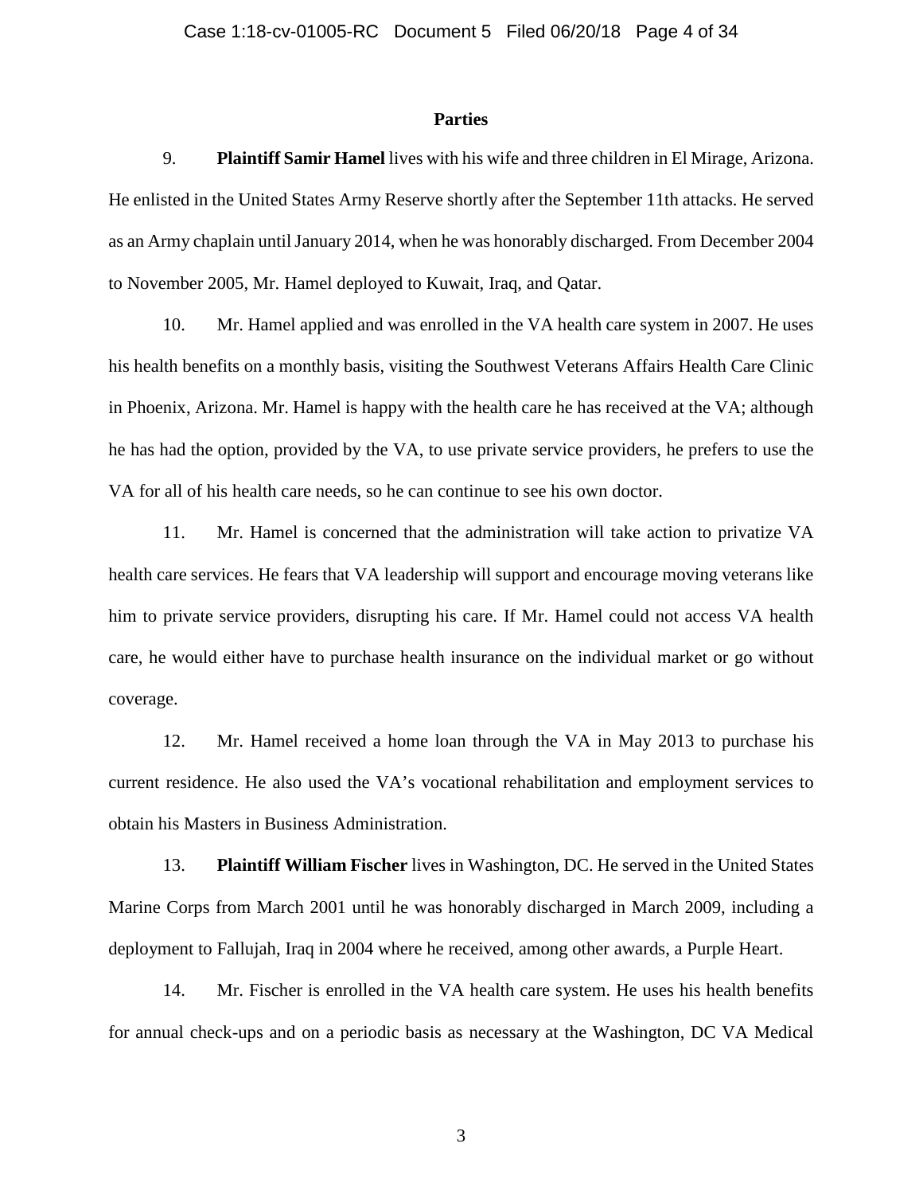## Parties

9. **Plaintiff Samir Hamel** lives with his wife and three children in El Mirage, Arizona. He enlisted in the United States Army Reserve shortly after the September 11th attacks. He served as an Army chaplain until January 2014, when he was honorably discharged. From December 2004 to November 2005, Mr. Hamel deployed to Kuwait, Iraq, and Qatar.

10. Mr. Hamel applied and was enrolled in the VA health care system in 2007. He uses his health benefits on a monthly basis, visiting the Southwest Veterans Affairs Health Care Clinic in Phoenix, Arizona. Mr. Hamel is happy with the health care he has received at the VA; although he has had the option, provided by the VA, to use private service providers, he prefers to use the VA for all of his health care needs, so he can continue to see his own doctor.

11. Mr. Hamel is concerned that the administration will take action to privatize VA health care services. He fears that VA leadership will support and encourage moving veterans like him to private service providers, disrupting his care. If Mr. Hamel could not access VA health care, he would either have to purchase health insurance on the individual market or go without coverage.

12. Mr. Hamel received a home loan through the VA in May 2013 to purchase his current residence. He also used the VA's vocational rehabilitation and employment services to obtain his Masters in Business Administration.

13. **Plaintiff William Fischer** lives in Washington, DC. He served in the United States Marine Corps from March 2001 until he was honorably discharged in March 2009, including a deployment to Fallujah, Iraq in 2004 where he received, among other awards, a Purple Heart.

14. Mr. Fischer is enrolled in the VA health care system. He uses his health benefits for annual check-ups and on a periodic basis as necessary at the Washington, DC VA Medical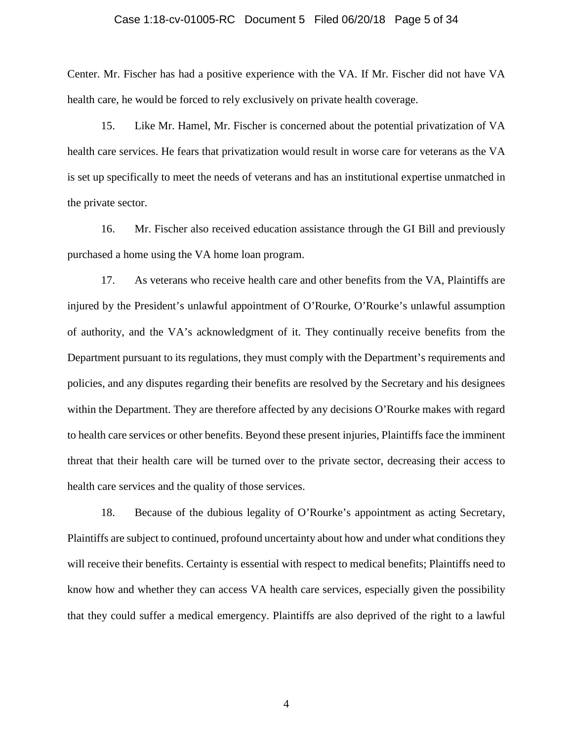Center. Mr. Fischer has had a positive experience with the VA. If Mr. Fischer did not have VA health care, he would be forced to rely exclusively on private health coverage.

15. Like Mr. Hamel, Mr. Fischer is concerned about the potential privatization of VA health care services. He fears that privatization would result in worse care for veterans as the VA is set up specifically to meet the needs of veterans and has an institutional expertise unmatched in the private sector.

16. Mr. Fischer also received education assistance through the GI Bill and previously purchased a home using the VA home loan program.

17. As veterans who receive health care and other benefits from the VA, Plaintiffs are injured by the President's unlawful appointment of O'Rourke, O'Rourke's unlawful assumption of authority, and the VA's acknowledgment of it. They continually receive benefits from the Department pursuant to its regulations, they must comply with the Department's requirements and policies, and any disputes regarding their benefits are resolved by the Secretary and his designees within the Department. They are therefore affected by any decisions O'Rourke makes with regard to health care services or other benefits. Beyond these present injuries, Plaintiffs face the imminent threat that their health care will be turned over to the private sector, decreasing their access to health care services and the quality of those services.

18. Because of the dubious legality of O'Rourke's appointment as acting Secretary, Plaintiffs are subject to continued, profound uncertainty about how and under what conditions they will receive their benefits. Certainty is essential with respect to medical benefits; Plaintiffs need to know how and whether they can access VA health care services, especially given the possibility that they could suffer a medical emergency. Plaintiffs are also deprived of the right to a lawful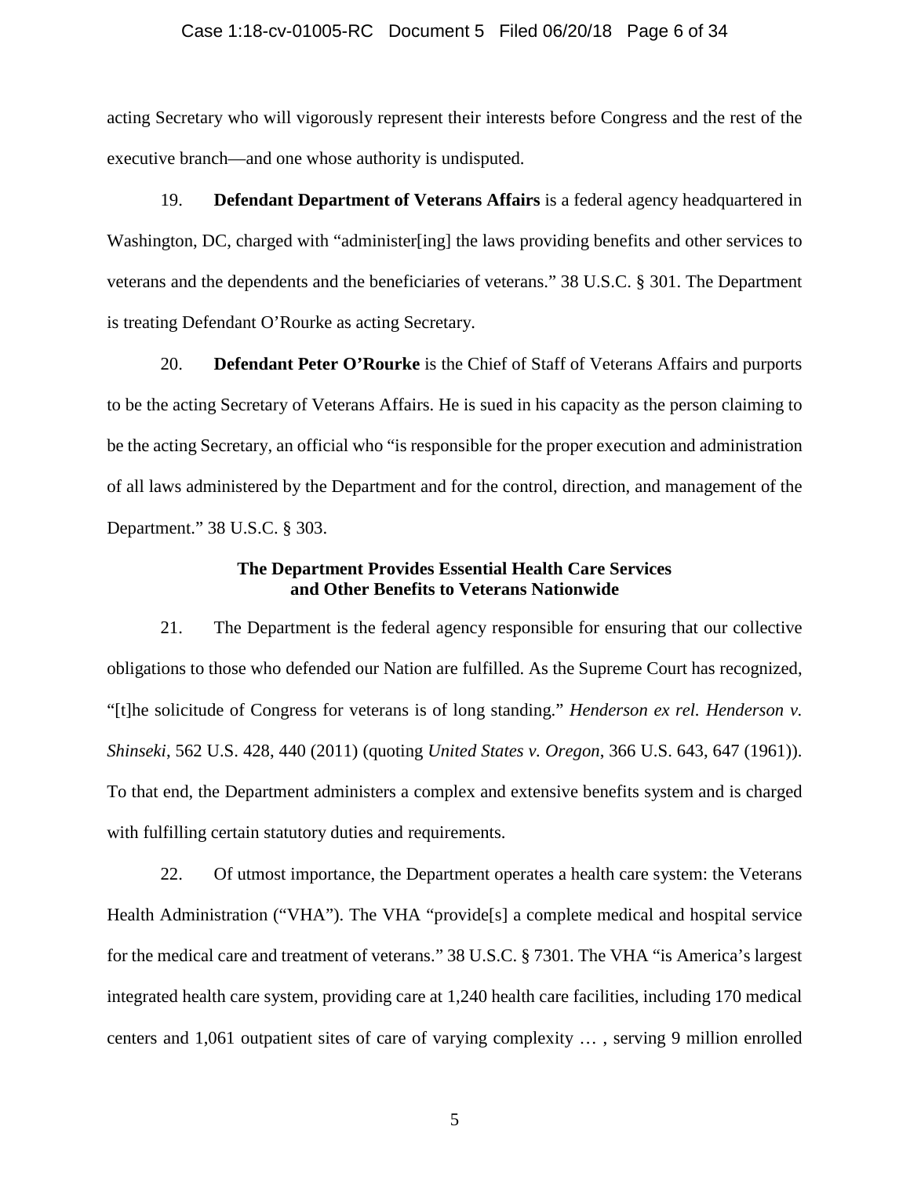acting Secretary who will vigorously represent their interests before Congress and the rest of the executive branch—and one whose authority is undisputed.

19. **Defendant Department of Veterans Affairs** is a federal agency headquartered in Washington, DC, charged with "administer[ing] the laws providing benefits and other services to veterans and the dependents and the beneficiaries of veterans." 38 U.S.C. § 301. The Department is treating Defendant O'Rourke as acting Secretary.

20. **Defendant Peter O'Rourke** is the Chief of Staff of Veterans Affairs and purports to be the acting Secretary of Veterans Affairs. He is sued in his capacity as the person claiming to be the acting Secretary, an official who "is responsible for the proper execution and administration of all laws administered by the Department and for the control, direction, and management of the Department." 38 U.S.C. § 303.

### The Department Provides Essential Health Care Services and Other Benefits to Veterans Nationwide

21. The Department is the federal agency responsible for ensuring that our collective obligations to those who defended our Nation are fulfilled. As the Supreme Court has recognized, "[t]he solicitude of Congress for veterans is of long standing." *Henderson ex rel. Henderson v. Shinseki*, 562 U.S. 428, 440 (2011) (quoting *United States v. Oregon*, 366 U.S. 643, 647 (1961)). To that end, the Department administers a complex and extensive benefits system and is charged with fulfilling certain statutory duties and requirements.

22. Of utmost importance, the Department operates a health care system: the Veterans Health Administration ("VHA"). The VHA "provide[s] a complete medical and hospital service for the medical care and treatment of veterans." 38 U.S.C. § 7301. The VHA "is America's largest integrated health care system, providing care at 1,240 health care facilities, including 170 medical centers and 1,061 outpatient sites of care of varying complexity … , serving 9 million enrolled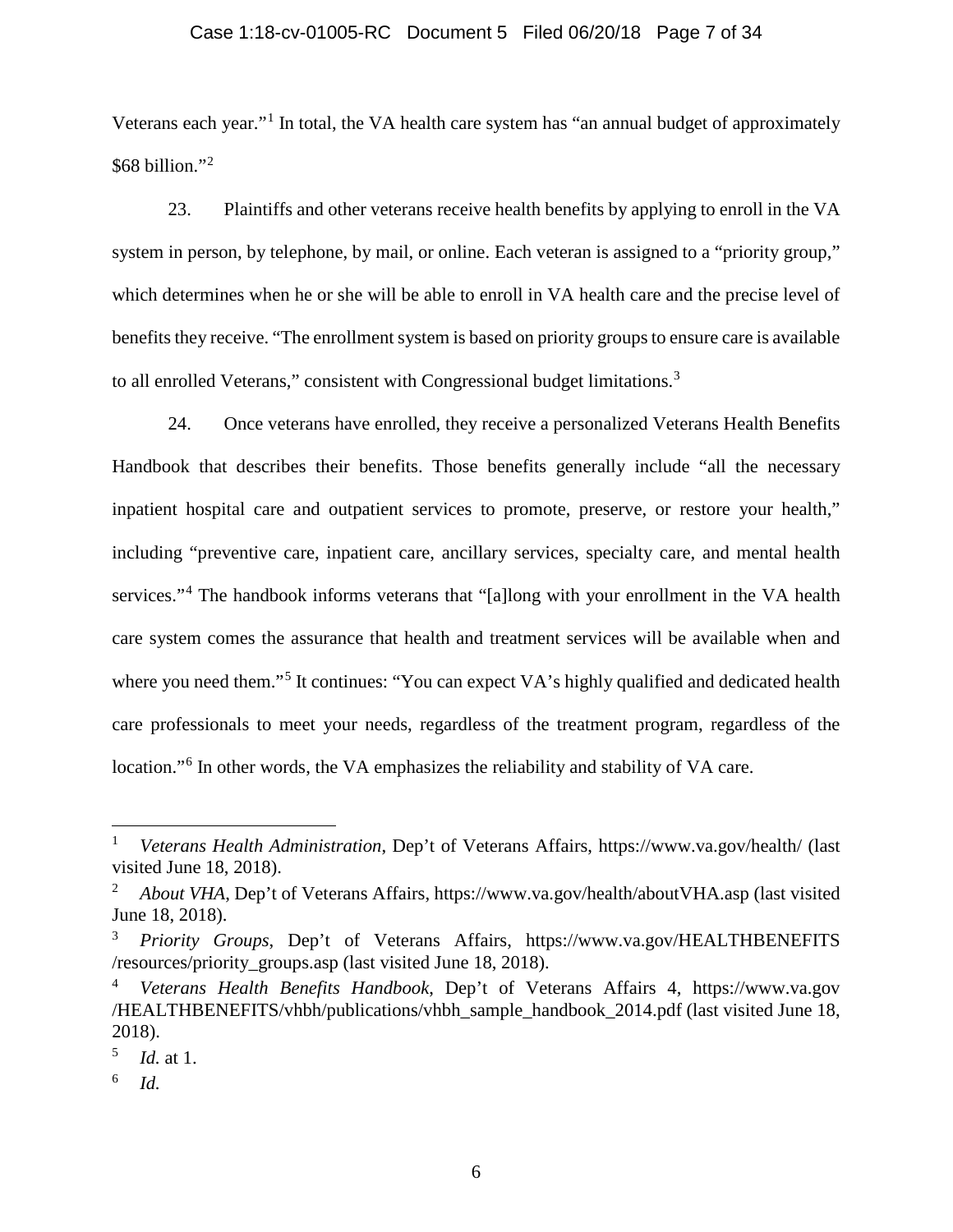Veterans each year."[1] In total, the VA health care system has "an annual budget of approximately $68 billion."[2]

23. Plaintiffs and other veterans receive health benefits by applying to enroll in the VA system in person, by telephone, by mail, or online. Each veteran is assigned to a "priority group," which determines when he or she will be able to enroll in VA health care and the precise level of benefits they receive. "The enrollment system is based on priority groups to ensure care is available to all enrolled Veterans," consistent with Congressional budget limitations.[3]

24. Once veterans have enrolled, they receive a personalized Veterans Health Benefits Handbook that describes their benefits. Those benefits generally include "all the necessary inpatient hospital care and outpatient services to promote, preserve, or restore your health," including "preventive care, inpatient care, ancillary services, specialty care, and mental health services."[4] The handbook informs veterans that "[a]long with your enrollment in the VA health care system comes the assurance that health and treatment services will be available when and where you need them."[5] It continues: "You can expect VA's highly qualified and dedicated health care professionals to meet your needs, regardless of the treatment program, regardless of the location."[6] In other words, the VA emphasizes the reliability and stability of VA care.

---

[1] *Veterans Health Administration*, Dep't of Veterans Affairs, https://www.va.gov/health/ (last visited June 18, 2018).

[2] *About VHA*, Dep't of Veterans Affairs, https://www.va.gov/health/aboutVHA.asp (last visited June 18, 2018).

[3] *Priority Groups*, Dep't of Veterans Affairs, https://www.va.gov/HEALTHBENEFITS/resources/priority_groups.asp (last visited June 18, 2018).

[4] *Veterans Health Benefits Handbook*, Dep't of Veterans Affairs 4, https://www.va.gov/HEALTHBENEFITS/vhbh/publications/vhbh_sample_handbook_2014.pdf (last visited June 18, 2018).

[5] *Id.* at 1.

[6] *Id.*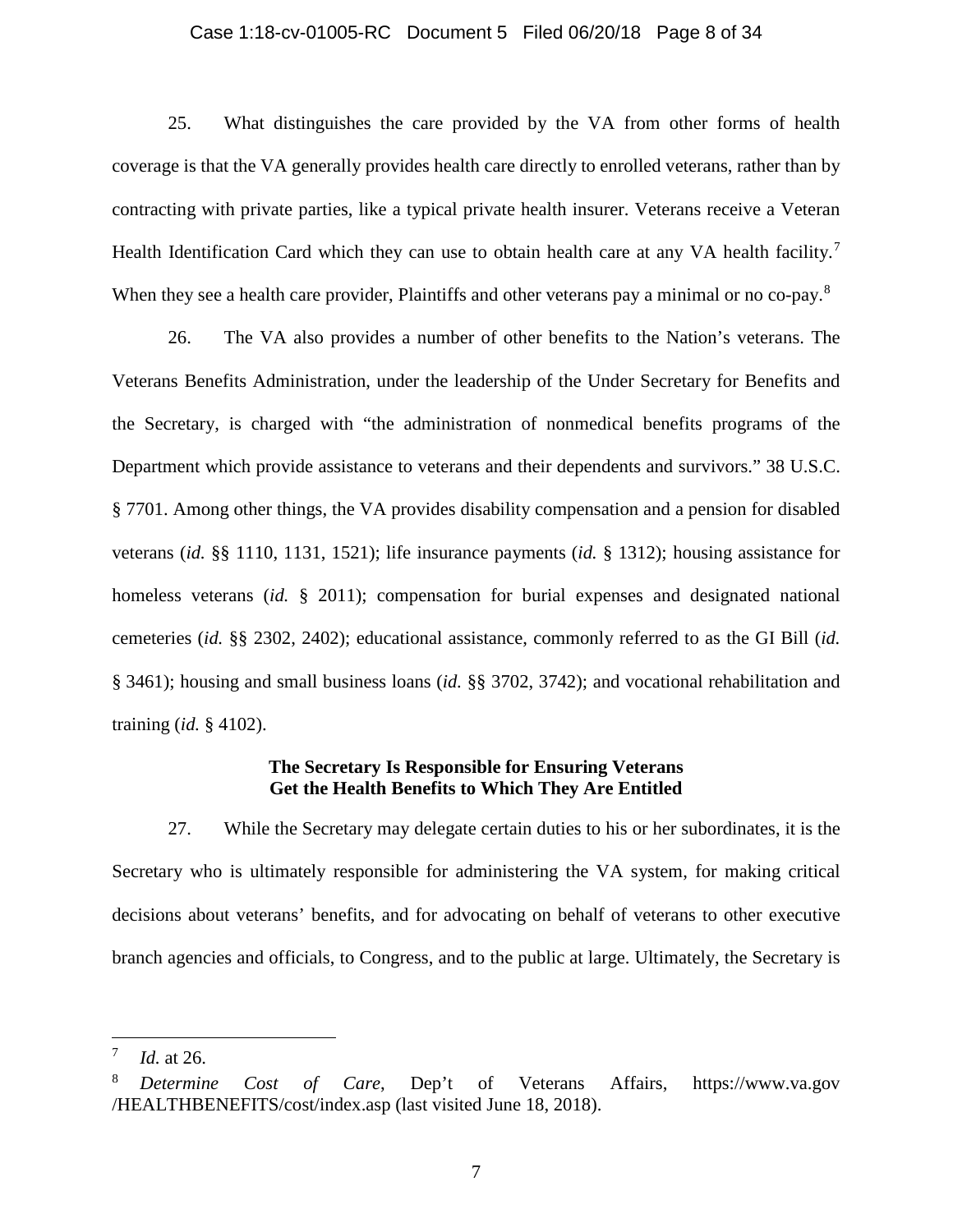25. What distinguishes the care provided by the VA from other forms of health coverage is that the VA generally provides health care directly to enrolled veterans, rather than by contracting with private parties, like a typical private health insurer. Veterans receive a Veteran Health Identification Card which they can use to obtain health care at any VA health facility.[7] When they see a health care provider, Plaintiffs and other veterans pay a minimal or no co-pay.[8]

26. The VA also provides a number of other benefits to the Nation's veterans. The Veterans Benefits Administration, under the leadership of the Under Secretary for Benefits and the Secretary, is charged with "the administration of nonmedical benefits programs of the Department which provide assistance to veterans and their dependents and survivors." 38 U.S.C. § 7701. Among other things, the VA provides disability compensation and a pension for disabled veterans (*id.* §§ 1110, 1131, 1521); life insurance payments (*id.* § 1312); housing assistance for homeless veterans (*id.* § 2011); compensation for burial expenses and designated national cemeteries (*id.* §§ 2302, 2402); educational assistance, commonly referred to as the GI Bill (*id.* § 3461); housing and small business loans (*id.* §§ 3702, 3742); and vocational rehabilitation and training (*id.* § 4102).

**The Secretary Is Responsible for Ensuring Veterans Get the Health Benefits to Which They Are Entitled**

27. While the Secretary may delegate certain duties to his or her subordinates, it is the Secretary who is ultimately responsible for administering the VA system, for making critical decisions about veterans' benefits, and for advocating on behalf of veterans to other executive branch agencies and officials, to Congress, and to the public at large. Ultimately, the Secretary is

---

[7] *Id.* at 26.

[8] *Determine Cost of Care*, Dep't of Veterans Affairs, https://www.va.gov/HEALTHBENEFITS/cost/index.asp (last visited June 18, 2018).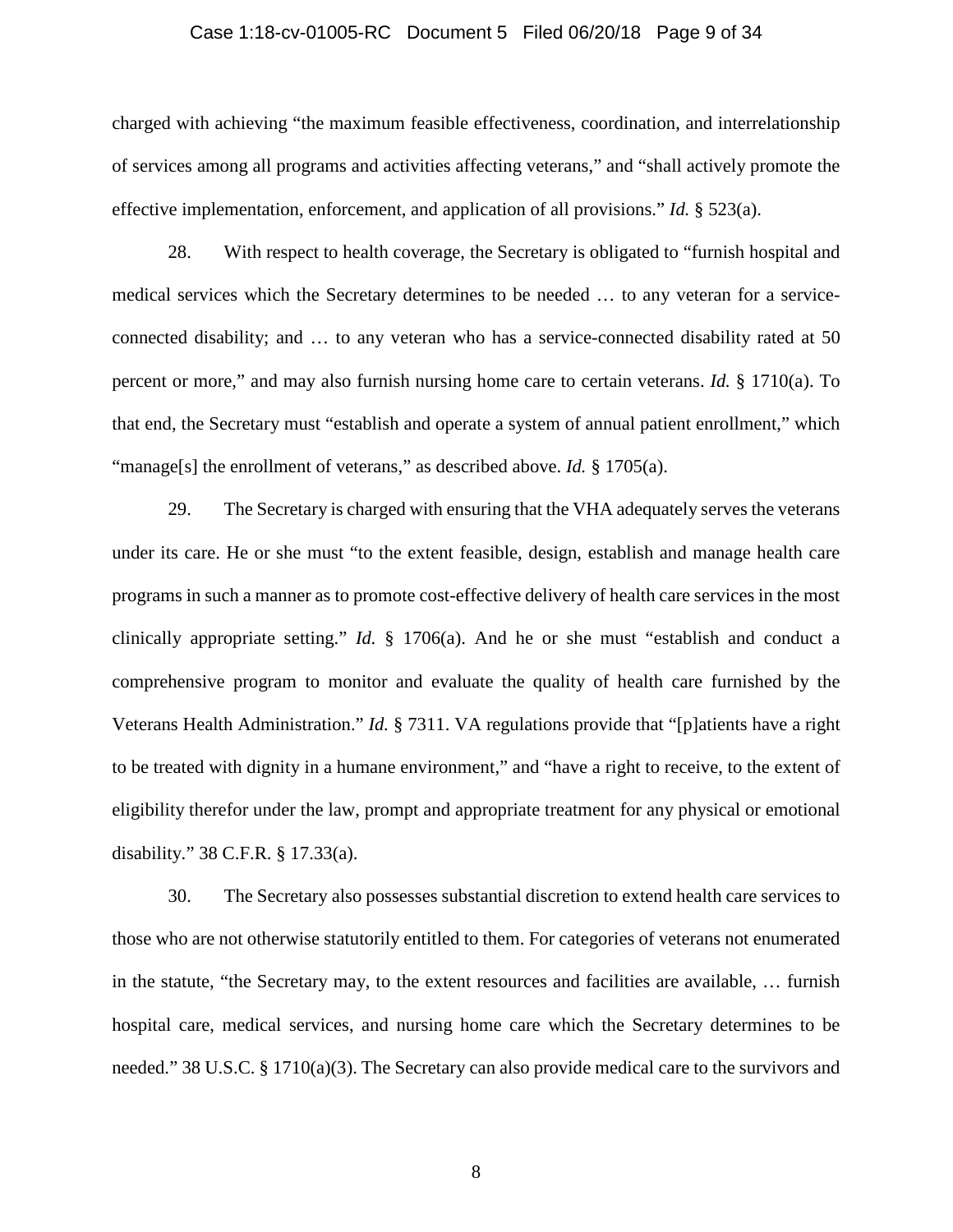charged with achieving "the maximum feasible effectiveness, coordination, and interrelationship of services among all programs and activities affecting veterans," and "shall actively promote the effective implementation, enforcement, and application of all provisions." *Id.* § 523(a).

28. With respect to health coverage, the Secretary is obligated to "furnish hospital and medical services which the Secretary determines to be needed … to any veteran for a service-connected disability; and … to any veteran who has a service-connected disability rated at 50 percent or more," and may also furnish nursing home care to certain veterans. *Id.* § 1710(a). To that end, the Secretary must "establish and operate a system of annual patient enrollment," which "manage[s] the enrollment of veterans," as described above. *Id.* § 1705(a).

29. The Secretary is charged with ensuring that the VHA adequately serves the veterans under its care. He or she must "to the extent feasible, design, establish and manage health care programs in such a manner as to promote cost-effective delivery of health care services in the most clinically appropriate setting." *Id.* § 1706(a). And he or she must "establish and conduct a comprehensive program to monitor and evaluate the quality of health care furnished by the Veterans Health Administration." *Id.* § 7311. VA regulations provide that "[p]atients have a right to be treated with dignity in a humane environment," and "have a right to receive, to the extent of eligibility therefor under the law, prompt and appropriate treatment for any physical or emotional disability." 38 C.F.R. § 17.33(a).

30. The Secretary also possesses substantial discretion to extend health care services to those who are not otherwise statutorily entitled to them. For categories of veterans not enumerated in the statute, "the Secretary may, to the extent resources and facilities are available, … furnish hospital care, medical services, and nursing home care which the Secretary determines to be needed." 38 U.S.C. § 1710(a)(3). The Secretary can also provide medical care to the survivors and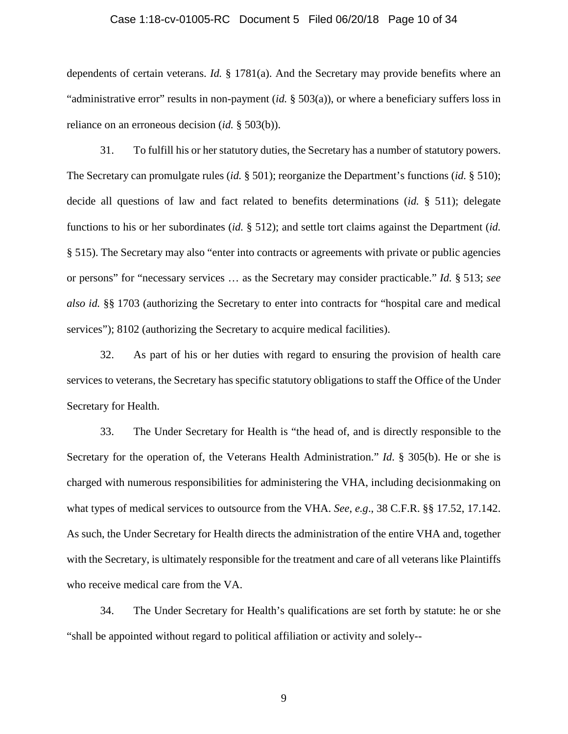dependents of certain veterans. *Id.* § 1781(a). And the Secretary may provide benefits where an "administrative error" results in non-payment (*id.* § 503(a)), or where a beneficiary suffers loss in reliance on an erroneous decision (*id.* § 503(b)).

31. To fulfill his or her statutory duties, the Secretary has a number of statutory powers. The Secretary can promulgate rules (*id.* § 501); reorganize the Department's functions (*id.* § 510); decide all questions of law and fact related to benefits determinations (*id.* § 511); delegate functions to his or her subordinates (*id.* § 512); and settle tort claims against the Department (*id.* § 515). The Secretary may also "enter into contracts or agreements with private or public agencies or persons" for "necessary services … as the Secretary may consider practicable." *Id.* § 513; *see also id.* §§ 1703 (authorizing the Secretary to enter into contracts for "hospital care and medical services"); 8102 (authorizing the Secretary to acquire medical facilities).

32. As part of his or her duties with regard to ensuring the provision of health care services to veterans, the Secretary has specific statutory obligations to staff the Office of the Under Secretary for Health.

33. The Under Secretary for Health is "the head of, and is directly responsible to the Secretary for the operation of, the Veterans Health Administration." *Id*. § 305(b). He or she is charged with numerous responsibilities for administering the VHA, including decisionmaking on what types of medical services to outsource from the VHA. *See*, *e.g*., 38 C.F.R. §§ 17.52, 17.142. As such, the Under Secretary for Health directs the administration of the entire VHA and, together with the Secretary, is ultimately responsible for the treatment and care of all veterans like Plaintiffs who receive medical care from the VA.

34. The Under Secretary for Health's qualifications are set forth by statute: he or she "shall be appointed without regard to political affiliation or activity and solely--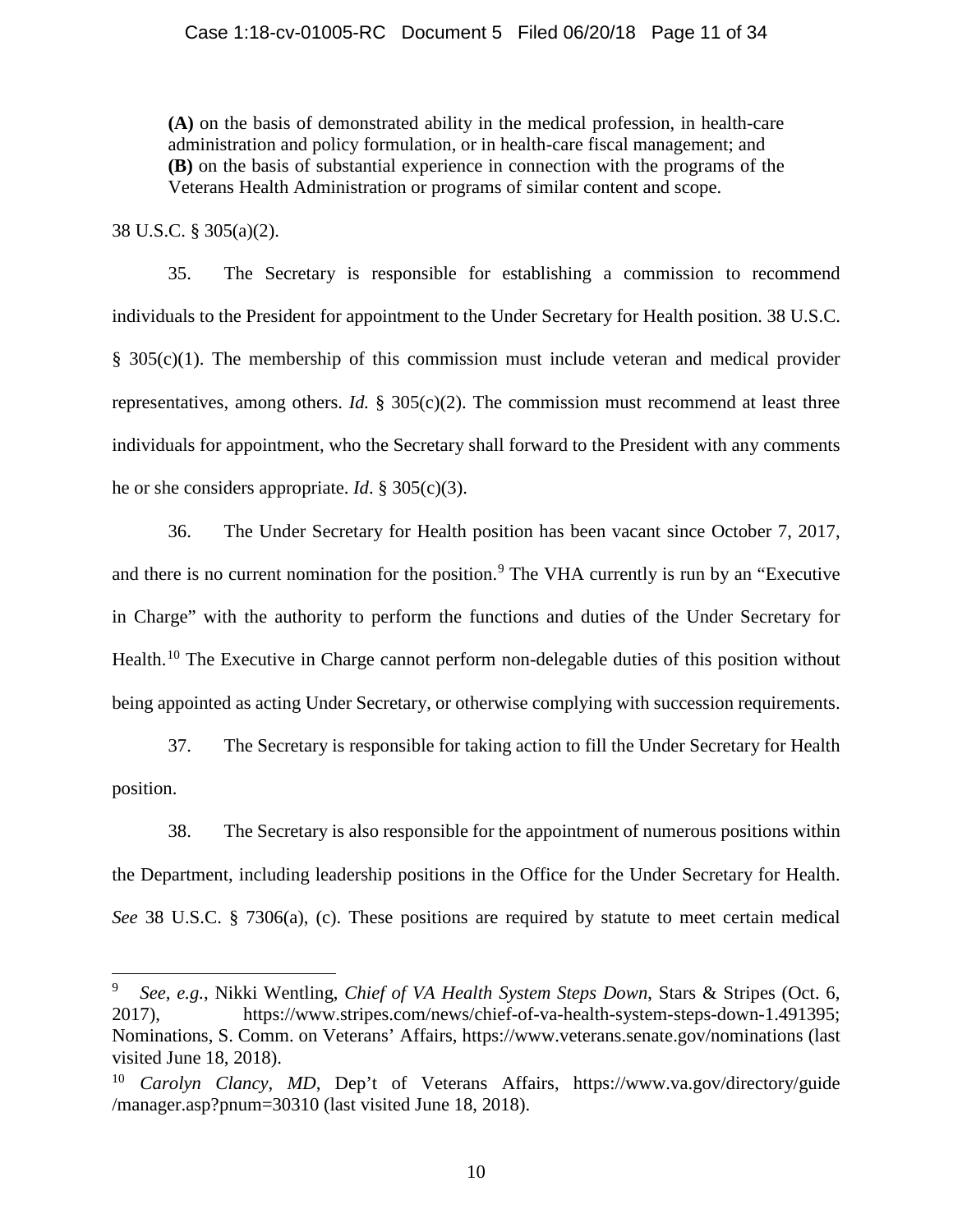> **(A)** on the basis of demonstrated ability in the medical profession, in health-care administration and policy formulation, or in health-care fiscal management; and
> **(B)** on the basis of substantial experience in connection with the programs of the Veterans Health Administration or programs of similar content and scope.

38 U.S.C. § 305(a)(2).

35. The Secretary is responsible for establishing a commission to recommend individuals to the President for appointment to the Under Secretary for Health position. 38 U.S.C. § 305(c)(1). The membership of this commission must include veteran and medical provider representatives, among others. *Id.* § 305(c)(2). The commission must recommend at least three individuals for appointment, who the Secretary shall forward to the President with any comments he or she considers appropriate. *Id*. § 305(c)(3).

36. The Under Secretary for Health position has been vacant since October 7, 2017, and there is no current nomination for the position.[9] The VHA currently is run by an "Executive in Charge" with the authority to perform the functions and duties of the Under Secretary for Health.[10] The Executive in Charge cannot perform non-delegable duties of this position without being appointed as acting Under Secretary, or otherwise complying with succession requirements.

37. The Secretary is responsible for taking action to fill the Under Secretary for Health position.

38. The Secretary is also responsible for the appointment of numerous positions within the Department, including leadership positions in the Office for the Under Secretary for Health. *See* 38 U.S.C. § 7306(a), (c). These positions are required by statute to meet certain medical

---

[9] *See, e.g.*, Nikki Wentling, *Chief of VA Health System Steps Down*, Stars & Stripes (Oct. 6, 2017), https://www.stripes.com/news/chief-of-va-health-system-steps-down-1.491395; Nominations, S. Comm. on Veterans' Affairs, https://www.veterans.senate.gov/nominations (last visited June 18, 2018).

[10] *Carolyn Clancy, MD*, Dep't of Veterans Affairs, https://www.va.gov/directory/guide/manager.asp?pnum=30310 (last visited June 18, 2018).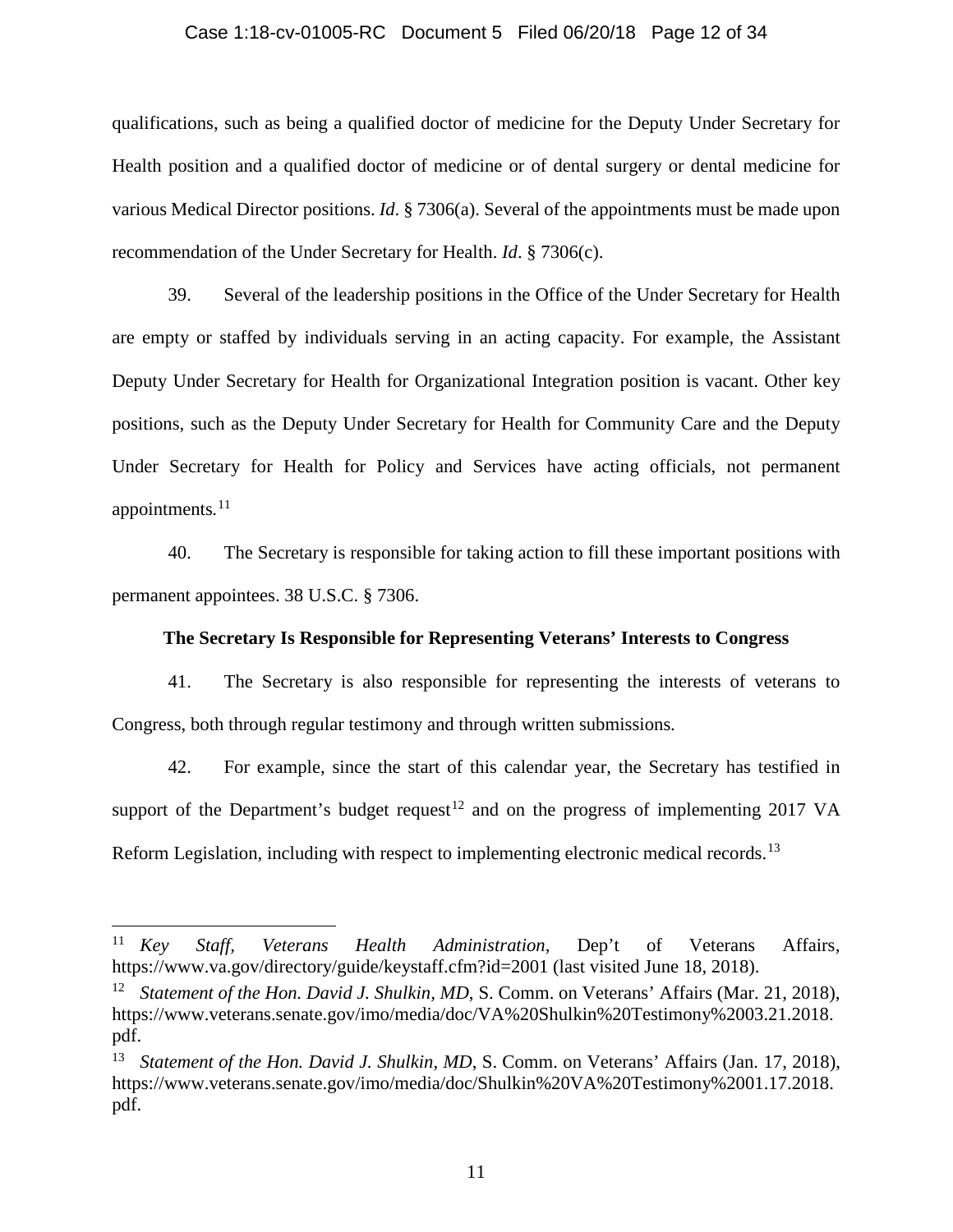qualifications, such as being a qualified doctor of medicine for the Deputy Under Secretary for Health position and a qualified doctor of medicine or of dental surgery or dental medicine for various Medical Director positions. *Id*. § 7306(a). Several of the appointments must be made upon recommendation of the Under Secretary for Health. *Id*. § 7306(c).

39. Several of the leadership positions in the Office of the Under Secretary for Health are empty or staffed by individuals serving in an acting capacity. For example, the Assistant Deputy Under Secretary for Health for Organizational Integration position is vacant. Other key positions, such as the Deputy Under Secretary for Health for Community Care and the Deputy Under Secretary for Health for Policy and Services have acting officials, not permanent appointments.[11]

40. The Secretary is responsible for taking action to fill these important positions with permanent appointees. 38 U.S.C. § 7306.

**The Secretary Is Responsible for Representing Veterans' Interests to Congress**

41. The Secretary is also responsible for representing the interests of veterans to Congress, both through regular testimony and through written submissions.

42. For example, since the start of this calendar year, the Secretary has testified in support of the Department's budget request[12] and on the progress of implementing 2017 VA Reform Legislation, including with respect to implementing electronic medical records.[13]

---

[11] *Key Staff, Veterans Health Administration*, Dep't of Veterans Affairs, https://www.va.gov/directory/guide/keystaff.cfm?id=2001 (last visited June 18, 2018).

[12] *Statement of the Hon. David J. Shulkin, MD*, S. Comm. on Veterans' Affairs (Mar. 21, 2018), https://www.veterans.senate.gov/imo/media/doc/VA%20Shulkin%20Testimony%2003.21.2018.pdf.

[13] *Statement of the Hon. David J. Shulkin, MD*, S. Comm. on Veterans' Affairs (Jan. 17, 2018), https://www.veterans.senate.gov/imo/media/doc/Shulkin%20VA%20Testimony%2001.17.2018.pdf.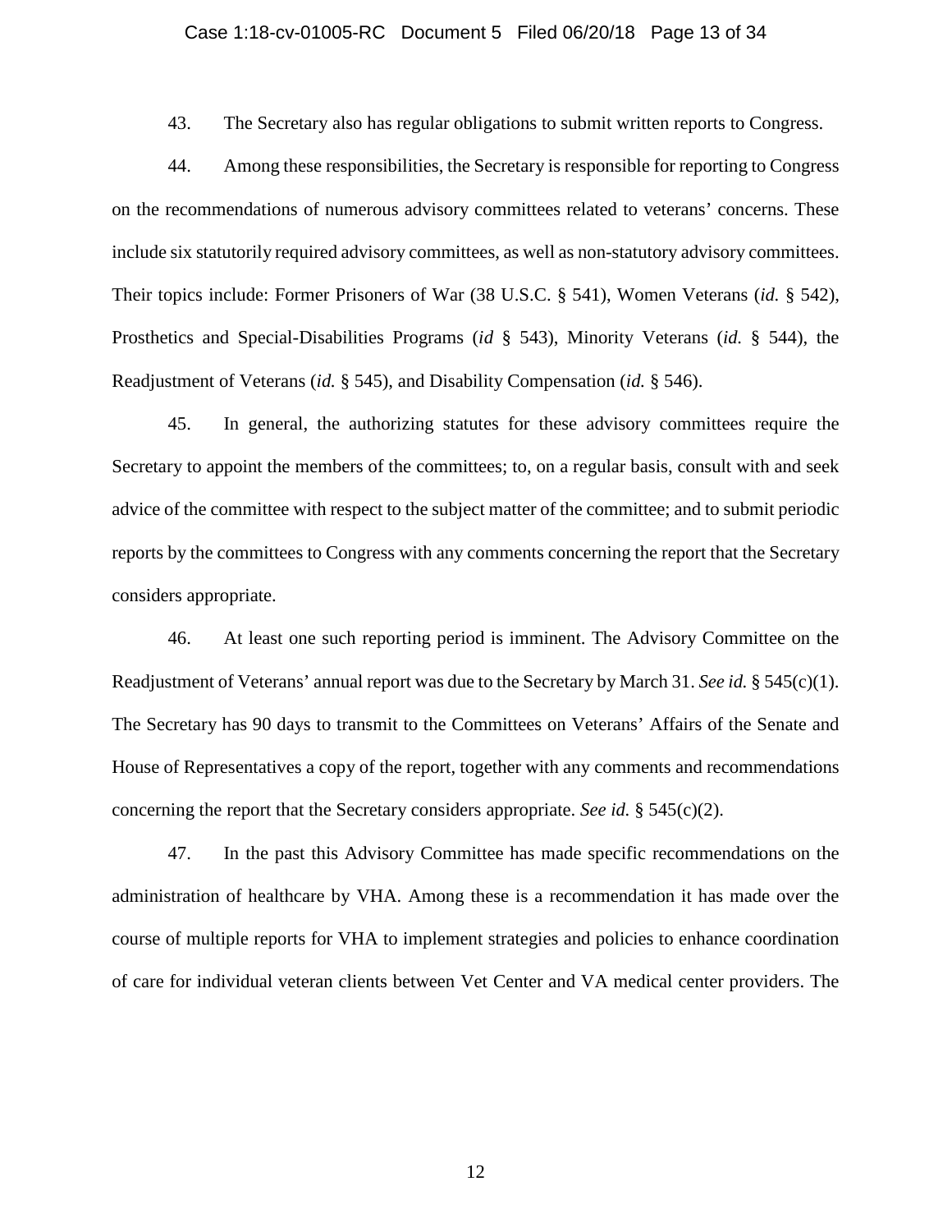43. The Secretary also has regular obligations to submit written reports to Congress.

44. Among these responsibilities, the Secretary is responsible for reporting to Congress on the recommendations of numerous advisory committees related to veterans' concerns. These include six statutorily required advisory committees, as well as non-statutory advisory committees. Their topics include: Former Prisoners of War (38 U.S.C. § 541), Women Veterans (*id.* § 542), Prosthetics and Special-Disabilities Programs (*id* § 543), Minority Veterans (*id.* § 544), the Readjustment of Veterans (*id.* § 545), and Disability Compensation (*id.* § 546).

45. In general, the authorizing statutes for these advisory committees require the Secretary to appoint the members of the committees; to, on a regular basis, consult with and seek advice of the committee with respect to the subject matter of the committee; and to submit periodic reports by the committees to Congress with any comments concerning the report that the Secretary considers appropriate.

46. At least one such reporting period is imminent. The Advisory Committee on the Readjustment of Veterans' annual report was due to the Secretary by March 31. *See id.* § 545(c)(1). The Secretary has 90 days to transmit to the Committees on Veterans' Affairs of the Senate and House of Representatives a copy of the report, together with any comments and recommendations concerning the report that the Secretary considers appropriate. *See id.* § 545(c)(2).

47. In the past this Advisory Committee has made specific recommendations on the administration of healthcare by VHA. Among these is a recommendation it has made over the course of multiple reports for VHA to implement strategies and policies to enhance coordination of care for individual veteran clients between Vet Center and VA medical center providers. The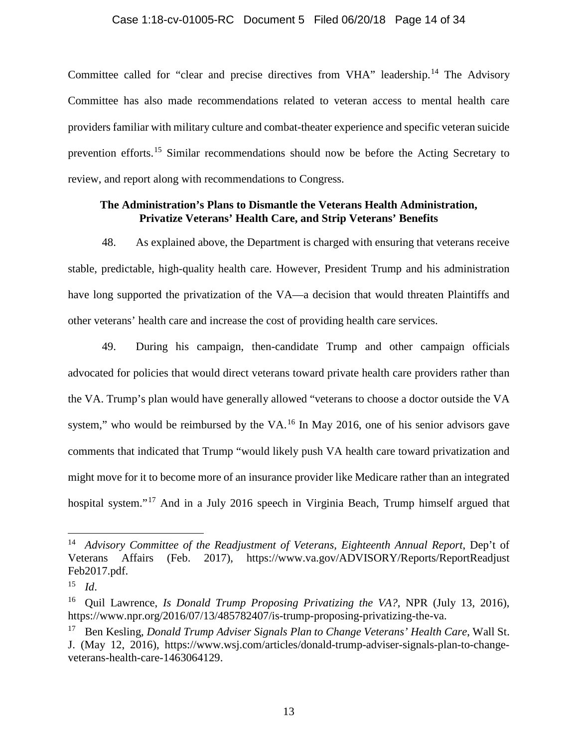Committee called for "clear and precise directives from VHA" leadership.[14] The Advisory Committee has also made recommendations related to veteran access to mental health care providers familiar with military culture and combat-theater experience and specific veteran suicide prevention efforts.[15] Similar recommendations should now be before the Acting Secretary to review, and report along with recommendations to Congress.

**The Administration's Plans to Dismantle the Veterans Health Administration, Privatize Veterans' Health Care, and Strip Veterans' Benefits**

48. As explained above, the Department is charged with ensuring that veterans receive stable, predictable, high-quality health care. However, President Trump and his administration have long supported the privatization of the VA—a decision that would threaten Plaintiffs and other veterans' health care and increase the cost of providing health care services.

49. During his campaign, then-candidate Trump and other campaign officials advocated for policies that would direct veterans toward private health care providers rather than the VA. Trump's plan would have generally allowed "veterans to choose a doctor outside the VA system," who would be reimbursed by the VA.[16] In May 2016, one of his senior advisors gave comments that indicated that Trump "would likely push VA health care toward privatization and might move for it to become more of an insurance provider like Medicare rather than an integrated hospital system."[17] And in a July 2016 speech in Virginia Beach, Trump himself argued that

---

[14] *Advisory Committee of the Readjustment of Veterans, Eighteenth Annual Report*, Dep't of Veterans Affairs (Feb. 2017), https://www.va.gov/ADVISORY/Reports/ReportReadjustFeb2017.pdf.

[15] *Id*.

[16] Quil Lawrence, *Is Donald Trump Proposing Privatizing the VA?*, NPR (July 13, 2016), https://www.npr.org/2016/07/13/485782407/is-trump-proposing-privatizing-the-va.

[17] Ben Kesling, *Donald Trump Adviser Signals Plan to Change Veterans' Health Care*, Wall St. J. (May 12, 2016), https://www.wsj.com/articles/donald-trump-adviser-signals-plan-to-change-veterans-health-care-1463064129.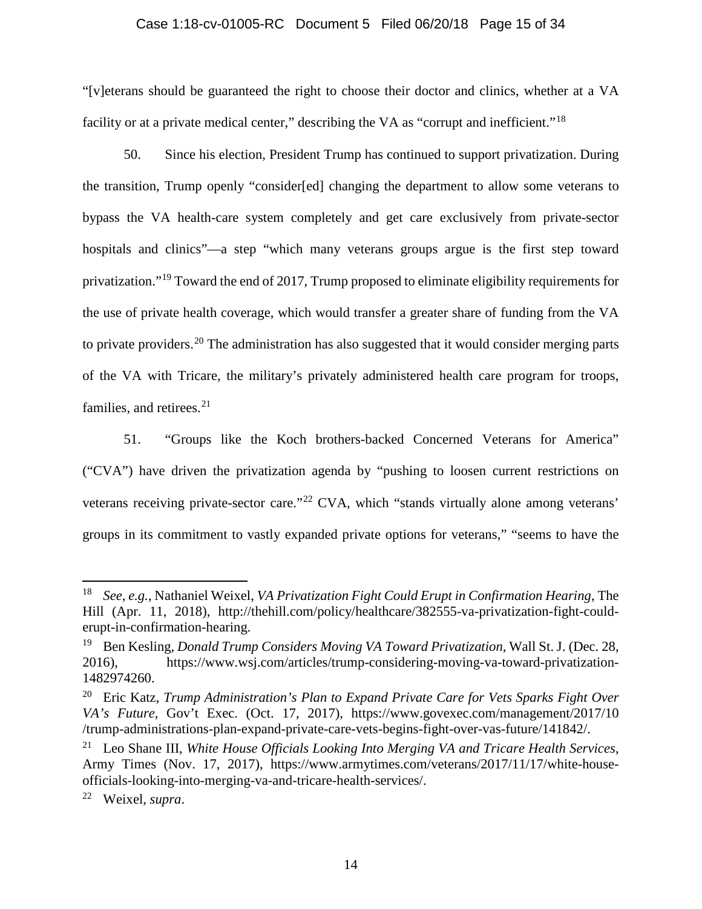"[v]eterans should be guaranteed the right to choose their doctor and clinics, whether at a VA facility or at a private medical center," describing the VA as "corrupt and inefficient."[18]

50. Since his election, President Trump has continued to support privatization. During the transition, Trump openly "consider[ed] changing the department to allow some veterans to bypass the VA health-care system completely and get care exclusively from private-sector hospitals and clinics"—a step "which many veterans groups argue is the first step toward privatization."[19] Toward the end of 2017, Trump proposed to eliminate eligibility requirements for the use of private health coverage, which would transfer a greater share of funding from the VA to private providers.[20] The administration has also suggested that it would consider merging parts of the VA with Tricare, the military's privately administered health care program for troops, families, and retirees.[21]

51. "Groups like the Koch brothers-backed Concerned Veterans for America" ("CVA") have driven the privatization agenda by "pushing to loosen current restrictions on veterans receiving private-sector care."[22] CVA, which "stands virtually alone among veterans' groups in its commitment to vastly expanded private options for veterans," "seems to have the

---

[18] *See, e.g.*, Nathaniel Weixel, *VA Privatization Fight Could Erupt in Confirmation Hearing*, The Hill (Apr. 11, 2018), http://thehill.com/policy/healthcare/382555-va-privatization-fight-could-erupt-in-confirmation-hearing.

[19] Ben Kesling, *Donald Trump Considers Moving VA Toward Privatization*, Wall St. J. (Dec. 28, 2016), https://www.wsj.com/articles/trump-considering-moving-va-toward-privatization-1482974260.

[20] Eric Katz, *Trump Administration's Plan to Expand Private Care for Vets Sparks Fight Over VA's Future*, Gov't Exec. (Oct. 17, 2017), https://www.govexec.com/management/2017/10/trump-administrations-plan-expand-private-care-vets-begins-fight-over-vas-future/141842/.

[21] Leo Shane III, *White House Officials Looking Into Merging VA and Tricare Health Services*, Army Times (Nov. 17, 2017), https://www.armytimes.com/veterans/2017/11/17/white-house-officials-looking-into-merging-va-and-tricare-health-services/.

[22] Weixel, *supra*.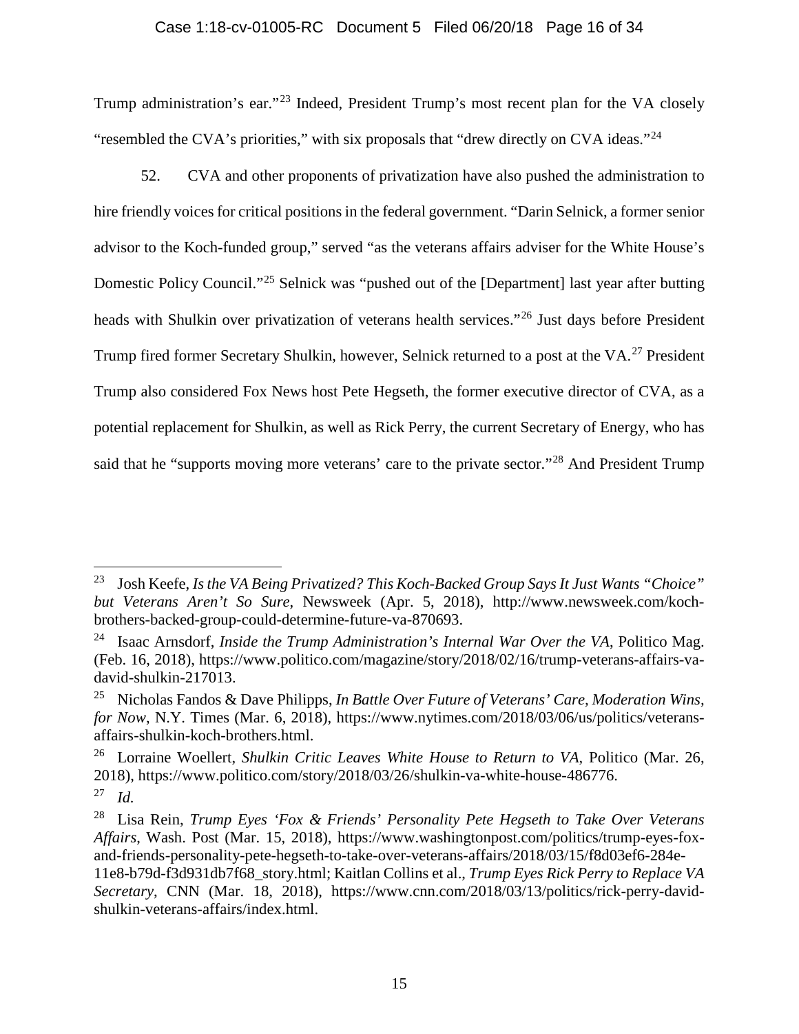Trump administration's ear."[23] Indeed, President Trump's most recent plan for the VA closely "resembled the CVA's priorities," with six proposals that "drew directly on CVA ideas."[24]

52. CVA and other proponents of privatization have also pushed the administration to hire friendly voices for critical positions in the federal government. "Darin Selnick, a former senior advisor to the Koch-funded group," served "as the veterans affairs adviser for the White House's Domestic Policy Council."[25] Selnick was "pushed out of the [Department] last year after butting heads with Shulkin over privatization of veterans health services."[26] Just days before President Trump fired former Secretary Shulkin, however, Selnick returned to a post at the VA.[27] President Trump also considered Fox News host Pete Hegseth, the former executive director of CVA, as a potential replacement for Shulkin, as well as Rick Perry, the current Secretary of Energy, who has said that he "supports moving more veterans' care to the private sector."[28] And President Trump

---

[23] Josh Keefe, *Is the VA Being Privatized? This Koch-Backed Group Says It Just Wants "Choice" but Veterans Aren't So Sure*, Newsweek (Apr. 5, 2018), http://www.newsweek.com/koch-brothers-backed-group-could-determine-future-va-870693.

[24] Isaac Arnsdorf, *Inside the Trump Administration's Internal War Over the VA*, Politico Mag. (Feb. 16, 2018), https://www.politico.com/magazine/story/2018/02/16/trump-veterans-affairs-va-david-shulkin-217013.

[25] Nicholas Fandos & Dave Philipps, *In Battle Over Future of Veterans' Care, Moderation Wins, for Now*, N.Y. Times (Mar. 6, 2018), https://www.nytimes.com/2018/03/06/us/politics/veterans-affairs-shulkin-koch-brothers.html.

[26] Lorraine Woellert, *Shulkin Critic Leaves White House to Return to VA*, Politico (Mar. 26, 2018), https://www.politico.com/story/2018/03/26/shulkin-va-white-house-486776.

[27] *Id.*

[28] Lisa Rein, *Trump Eyes 'Fox & Friends' Personality Pete Hegseth to Take Over Veterans Affairs*, Wash. Post (Mar. 15, 2018), https://www.washingtonpost.com/politics/trump-eyes-fox-and-friends-personality-pete-hegseth-to-take-over-veterans-affairs/2018/03/15/f8d03ef6-284e-11e8-b79d-f3d931db7f68_story.html; Kaitlan Collins et al., *Trump Eyes Rick Perry to Replace VA Secretary*, CNN (Mar. 18, 2018), https://www.cnn.com/2018/03/13/politics/rick-perry-david-shulkin-veterans-affairs/index.html.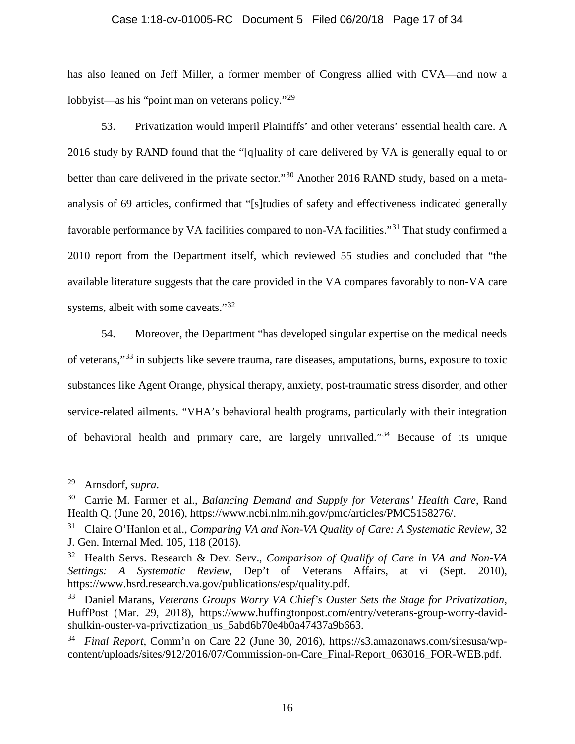has also leaned on Jeff Miller, a former member of Congress allied with CVA—and now a lobbyist—as his "point man on veterans policy."[29]

53. Privatization would imperil Plaintiffs' and other veterans' essential health care. A 2016 study by RAND found that the "[q]uality of care delivered by VA is generally equal to or better than care delivered in the private sector."[30] Another 2016 RAND study, based on a meta-analysis of 69 articles, confirmed that "[s]tudies of safety and effectiveness indicated generally favorable performance by VA facilities compared to non-VA facilities."[31] That study confirmed a 2010 report from the Department itself, which reviewed 55 studies and concluded that "the available literature suggests that the care provided in the VA compares favorably to non-VA care systems, albeit with some caveats."[32]

54. Moreover, the Department "has developed singular expertise on the medical needs of veterans,"[33] in subjects like severe trauma, rare diseases, amputations, burns, exposure to toxic substances like Agent Orange, physical therapy, anxiety, post-traumatic stress disorder, and other service-related ailments. "VHA's behavioral health programs, particularly with their integration of behavioral health and primary care, are largely unrivalled."[34] Because of its unique

---

[29] Arnsdorf, *supra*.

[30] Carrie M. Farmer et al., *Balancing Demand and Supply for Veterans' Health Care*, Rand Health Q. (June 20, 2016), https://www.ncbi.nlm.nih.gov/pmc/articles/PMC5158276/.

[31] Claire O'Hanlon et al., *Comparing VA and Non-VA Quality of Care: A Systematic Review*, 32 J. Gen. Internal Med. 105, 118 (2016).

[32] Health Servs. Research & Dev. Serv., *Comparison of Qualify of Care in VA and Non-VA Settings: A Systematic Review*, Dep't of Veterans Affairs, at vi (Sept. 2010), https://www.hsrd.research.va.gov/publications/esp/quality.pdf.

[33] Daniel Marans, *Veterans Groups Worry VA Chief's Ouster Sets the Stage for Privatization*, HuffPost (Mar. 29, 2018), https://www.huffingtonpost.com/entry/veterans-group-worry-david-shulkin-ouster-va-privatization_us_5abd6b70e4b0a47437a9b663.

[34] *Final Report*, Comm'n on Care 22 (June 30, 2016), https://s3.amazonaws.com/sitesusa/wp-content/uploads/sites/912/2016/07/Commission-on-Care_Final-Report_063016_FOR-WEB.pdf.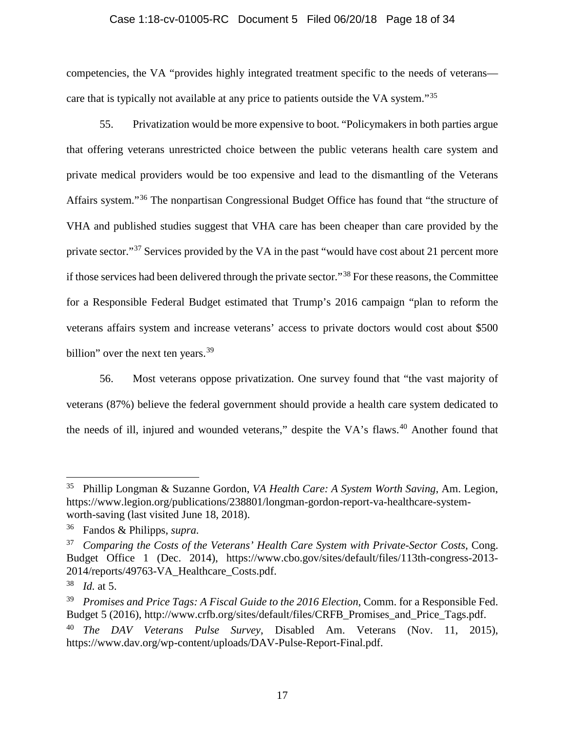competencies, the VA "provides highly integrated treatment specific to the needs of veterans—care that is typically not available at any price to patients outside the VA system."[35]

55. Privatization would be more expensive to boot. "Policymakers in both parties argue that offering veterans unrestricted choice between the public veterans health care system and private medical providers would be too expensive and lead to the dismantling of the Veterans Affairs system."[36] The nonpartisan Congressional Budget Office has found that "the structure of VHA and published studies suggest that VHA care has been cheaper than care provided by the private sector."[37] Services provided by the VA in the past "would have cost about 21 percent more if those services had been delivered through the private sector."[38] For these reasons, the Committee for a Responsible Federal Budget estimated that Trump's 2016 campaign "plan to reform the veterans affairs system and increase veterans' access to private doctors would cost about $500 billion" over the next ten years.[39]

56. Most veterans oppose privatization. One survey found that "the vast majority of veterans (87%) believe the federal government should provide a health care system dedicated to the needs of ill, injured and wounded veterans," despite the VA's flaws.[40] Another found that

---

[35] Phillip Longman & Suzanne Gordon, *VA Health Care: A System Worth Saving*, Am. Legion, https://www.legion.org/publications/238801/longman-gordon-report-va-healthcare-system-worth-saving (last visited June 18, 2018).

[36] Fandos & Philipps, *supra*.

[37] *Comparing the Costs of the Veterans' Health Care System with Private-Sector Costs*, Cong. Budget Office 1 (Dec. 2014), https://www.cbo.gov/sites/default/files/113th-congress-2013-2014/reports/49763-VA_Healthcare_Costs.pdf.

[38] *Id.* at 5.

[39] *Promises and Price Tags: A Fiscal Guide to the 2016 Election*, Comm. for a Responsible Fed. Budget 5 (2016), http://www.crfb.org/sites/default/files/CRFB_Promises_and_Price_Tags.pdf.

[40] *The DAV Veterans Pulse Survey*, Disabled Am. Veterans (Nov. 11, 2015), https://www.dav.org/wp-content/uploads/DAV-Pulse-Report-Final.pdf.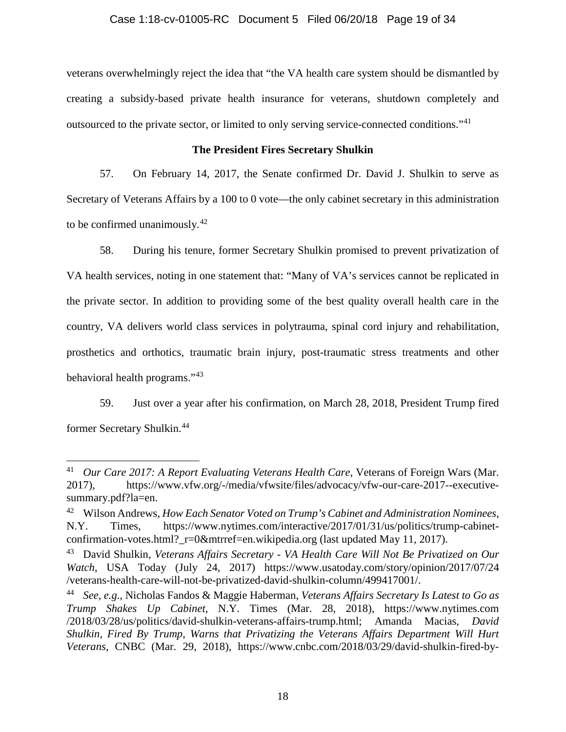veterans overwhelmingly reject the idea that "the VA health care system should be dismantled by creating a subsidy-based private health insurance for veterans, shutdown completely and outsourced to the private sector, or limited to only serving service-connected conditions."[41]

**The President Fires Secretary Shulkin**

57. On February 14, 2017, the Senate confirmed Dr. David J. Shulkin to serve as Secretary of Veterans Affairs by a 100 to 0 vote—the only cabinet secretary in this administration to be confirmed unanimously.[42]

58. During his tenure, former Secretary Shulkin promised to prevent privatization of VA health services, noting in one statement that: "Many of VA's services cannot be replicated in the private sector. In addition to providing some of the best quality overall health care in the country, VA delivers world class services in polytrauma, spinal cord injury and rehabilitation, prosthetics and orthotics, traumatic brain injury, post-traumatic stress treatments and other behavioral health programs."[43]

59. Just over a year after his confirmation, on March 28, 2018, President Trump fired former Secretary Shulkin.[44]

---

[41] *Our Care 2017: A Report Evaluating Veterans Health Care*, Veterans of Foreign Wars (Mar. 2017), https://www.vfw.org/-/media/vfwsite/files/advocacy/vfw-our-care-2017--executive-summary.pdf?la=en.

[42] Wilson Andrews, *How Each Senator Voted on Trump's Cabinet and Administration Nominees*, N.Y. Times, https://www.nytimes.com/interactive/2017/01/31/us/politics/trump-cabinet-confirmation-votes.html?_r=0&mtrref=en.wikipedia.org (last updated May 11, 2017).

[43] David Shulkin, *Veterans Affairs Secretary - VA Health Care Will Not Be Privatized on Our Watch*, USA Today (July 24, 2017) https://www.usatoday.com/story/opinion/2017/07/24/veterans-health-care-will-not-be-privatized-david-shulkin-column/499417001/.

[44] *See, e.g.*, Nicholas Fandos & Maggie Haberman, *Veterans Affairs Secretary Is Latest to Go as Trump Shakes Up Cabinet*, N.Y. Times (Mar. 28, 2018), https://www.nytimes.com/2018/03/28/us/politics/david-shulkin-veterans-affairs-trump.html; Amanda Macias, *David Shulkin, Fired By Trump, Warns that Privatizing the Veterans Affairs Department Will Hurt Veterans*, CNBC (Mar. 29, 2018), https://www.cnbc.com/2018/03/29/david-shulkin-fired-by-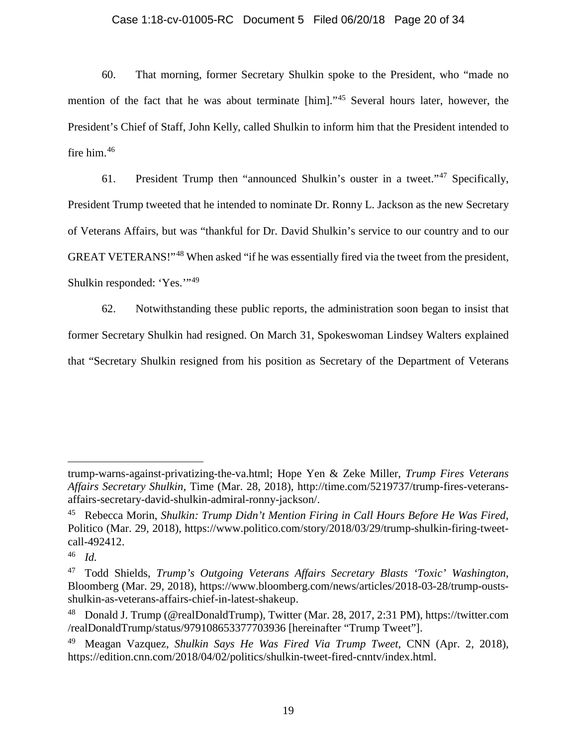60. That morning, former Secretary Shulkin spoke to the President, who "made no mention of the fact that he was about terminate [him]."[45] Several hours later, however, the President's Chief of Staff, John Kelly, called Shulkin to inform him that the President intended to fire him.[46]

61. President Trump then "announced Shulkin's ouster in a tweet."[47] Specifically, President Trump tweeted that he intended to nominate Dr. Ronny L. Jackson as the new Secretary of Veterans Affairs, but was "thankful for Dr. David Shulkin's service to our country and to our GREAT VETERANS!"[48] When asked "if he was essentially fired via the tweet from the president, Shulkin responded: 'Yes.'"[49]

62. Notwithstanding these public reports, the administration soon began to insist that former Secretary Shulkin had resigned. On March 31, Spokeswoman Lindsey Walters explained that "Secretary Shulkin resigned from his position as Secretary of the Department of Veterans

---

trump-warns-against-privatizing-the-va.html; Hope Yen & Zeke Miller, *Trump Fires Veterans Affairs Secretary Shulkin*, Time (Mar. 28, 2018), http://time.com/5219737/trump-fires-veterans-affairs-secretary-david-shulkin-admiral-ronny-jackson/.

[45] Rebecca Morin, *Shulkin: Trump Didn't Mention Firing in Call Hours Before He Was Fired*, Politico (Mar. 29, 2018), https://www.politico.com/story/2018/03/29/trump-shulkin-firing-tweet-call-492412.

[46] *Id.*

[47] Todd Shields, *Trump's Outgoing Veterans Affairs Secretary Blasts 'Toxic' Washington*, Bloomberg (Mar. 29, 2018), https://www.bloomberg.com/news/articles/2018-03-28/trump-ousts-shulkin-as-veterans-affairs-chief-in-latest-shakeup.

[48] Donald J. Trump (@realDonaldTrump), Twitter (Mar. 28, 2017, 2:31 PM), https://twitter.com/realDonaldTrump/status/979108653377703936 [hereinafter "Trump Tweet"].

[49] Meagan Vazquez, *Shulkin Says He Was Fired Via Trump Tweet*, CNN (Apr. 2, 2018), https://edition.cnn.com/2018/04/02/politics/shulkin-tweet-fired-cnntv/index.html.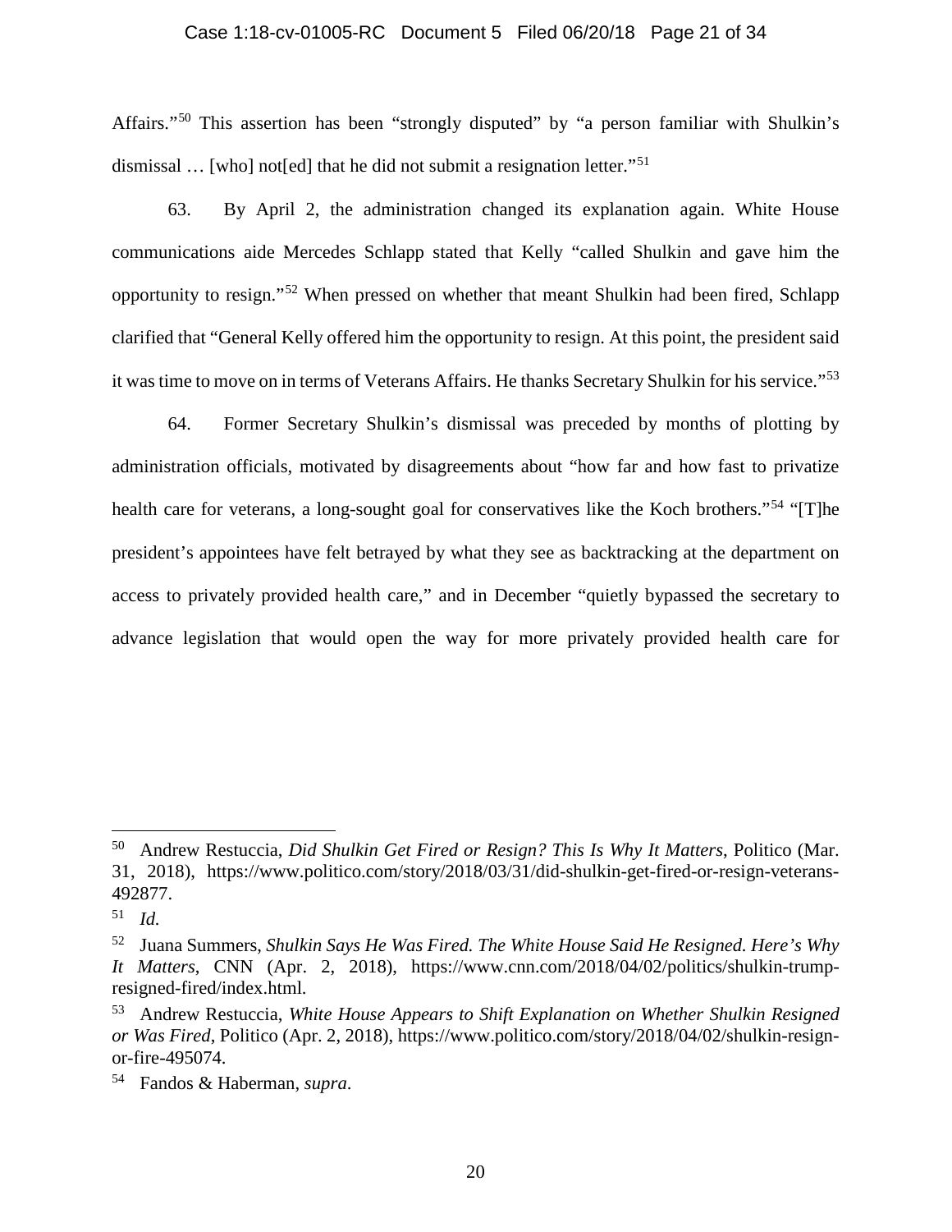Affairs."[50] This assertion has been "strongly disputed" by "a person familiar with Shulkin's dismissal … [who] not[ed] that he did not submit a resignation letter."[51]

63. By April 2, the administration changed its explanation again. White House communications aide Mercedes Schlapp stated that Kelly "called Shulkin and gave him the opportunity to resign."[52] When pressed on whether that meant Shulkin had been fired, Schlapp clarified that "General Kelly offered him the opportunity to resign. At this point, the president said it was time to move on in terms of Veterans Affairs. He thanks Secretary Shulkin for his service."[53]

64. Former Secretary Shulkin's dismissal was preceded by months of plotting by administration officials, motivated by disagreements about "how far and how fast to privatize health care for veterans, a long-sought goal for conservatives like the Koch brothers."[54] "[T]he president's appointees have felt betrayed by what they see as backtracking at the department on access to privately provided health care," and in December "quietly bypassed the secretary to advance legislation that would open the way for more privately provided health care for

---

[50] Andrew Restuccia, *Did Shulkin Get Fired or Resign? This Is Why It Matters*, Politico (Mar. 31, 2018), https://www.politico.com/story/2018/03/31/did-shulkin-get-fired-or-resign-veterans-492877.

[51] *Id.*

[52] Juana Summers, *Shulkin Says He Was Fired. The White House Said He Resigned. Here's Why It Matters*, CNN (Apr. 2, 2018), https://www.cnn.com/2018/04/02/politics/shulkin-trump-resigned-fired/index.html.

[53] Andrew Restuccia, *White House Appears to Shift Explanation on Whether Shulkin Resigned or Was Fired*, Politico (Apr. 2, 2018), https://www.politico.com/story/2018/04/02/shulkin-resign-or-fire-495074.

[54] Fandos & Haberman, *supra*.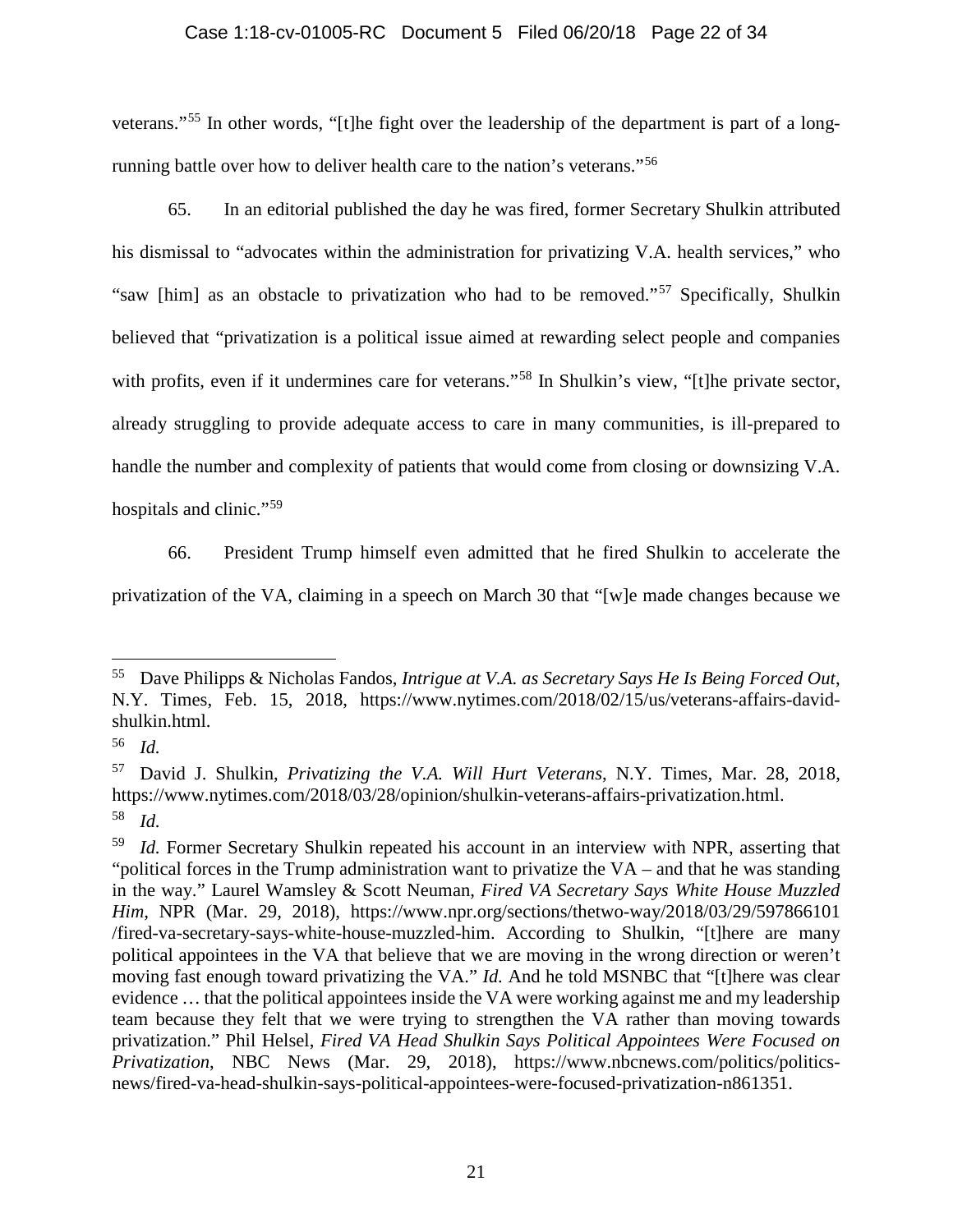veterans."[55] In other words, "[t]he fight over the leadership of the department is part of a long-running battle over how to deliver health care to the nation's veterans."[56]

65. In an editorial published the day he was fired, former Secretary Shulkin attributed his dismissal to "advocates within the administration for privatizing V.A. health services," who "saw [him] as an obstacle to privatization who had to be removed."[57] Specifically, Shulkin believed that "privatization is a political issue aimed at rewarding select people and companies with profits, even if it undermines care for veterans."[58] In Shulkin's view, "[t]he private sector, already struggling to provide adequate access to care in many communities, is ill-prepared to handle the number and complexity of patients that would come from closing or downsizing V.A. hospitals and clinic."[59]

66. President Trump himself even admitted that he fired Shulkin to accelerate the privatization of the VA, claiming in a speech on March 30 that "[w]e made changes because we

---

[55] Dave Philipps & Nicholas Fandos, *Intrigue at V.A. as Secretary Says He Is Being Forced Out*, N.Y. Times, Feb. 15, 2018, https://www.nytimes.com/2018/02/15/us/veterans-affairs-david-shulkin.html.

[56] *Id.*

[57] David J. Shulkin, *Privatizing the V.A. Will Hurt Veterans*, N.Y. Times, Mar. 28, 2018, https://www.nytimes.com/2018/03/28/opinion/shulkin-veterans-affairs-privatization.html.

[58] *Id.*

[59] *Id.* Former Secretary Shulkin repeated his account in an interview with NPR, asserting that "political forces in the Trump administration want to privatize the VA – and that he was standing in the way." Laurel Wamsley & Scott Neuman, *Fired VA Secretary Says White House Muzzled Him*, NPR (Mar. 29, 2018), https://www.npr.org/sections/thetwo-way/2018/03/29/597866101/fired-va-secretary-says-white-house-muzzled-him. According to Shulkin, "[t]here are many political appointees in the VA that believe that we are moving in the wrong direction or weren't moving fast enough toward privatizing the VA." *Id.* And he told MSNBC that "[t]here was clear evidence … that the political appointees inside the VA were working against me and my leadership team because they felt that we were trying to strengthen the VA rather than moving towards privatization." Phil Helsel, *Fired VA Head Shulkin Says Political Appointees Were Focused on Privatization*, NBC News (Mar. 29, 2018), https://www.nbcnews.com/politics/politics-news/fired-va-head-shulkin-says-political-appointees-were-focused-privatization-n861351.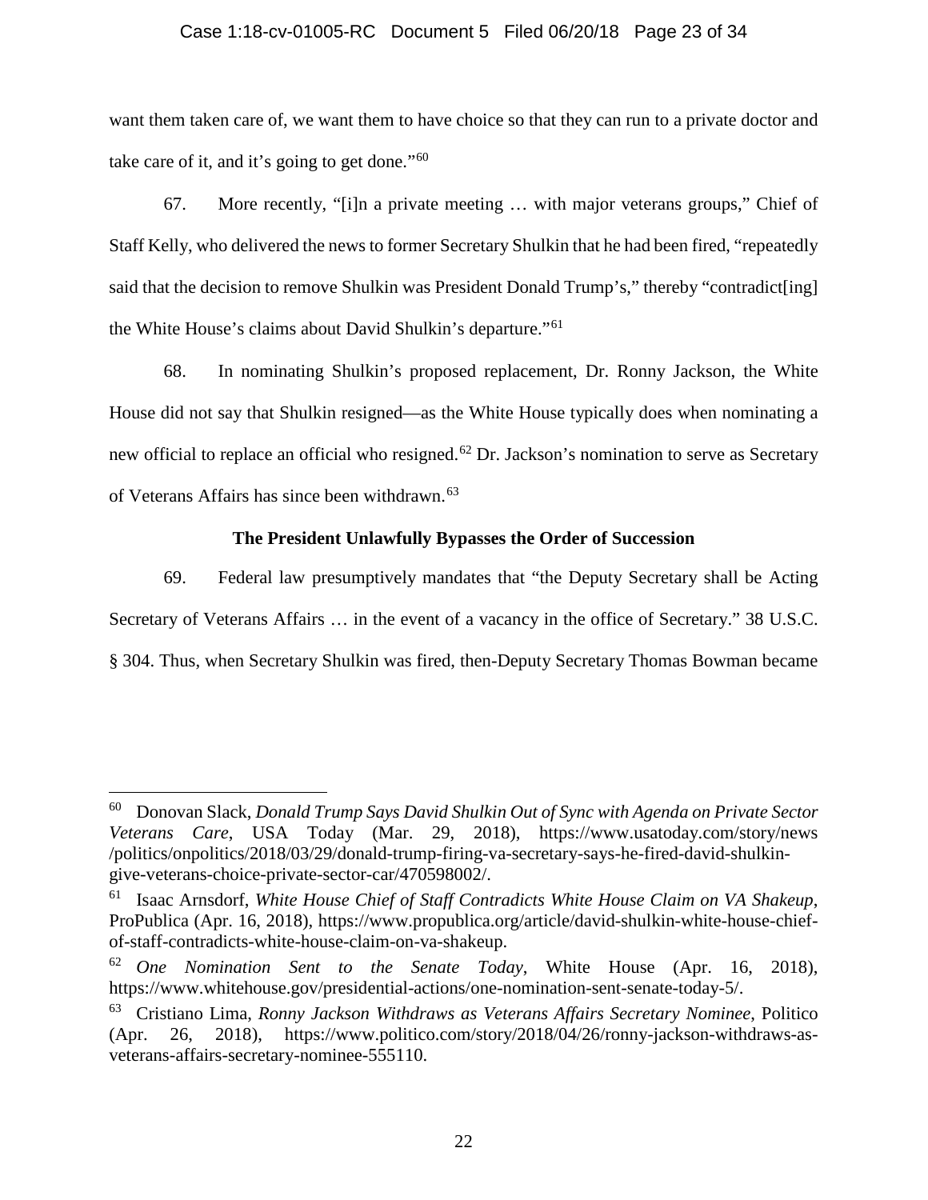want them taken care of, we want them to have choice so that they can run to a private doctor and take care of it, and it's going to get done."[60]

67. More recently, "[i]n a private meeting … with major veterans groups," Chief of Staff Kelly, who delivered the news to former Secretary Shulkin that he had been fired, "repeatedly said that the decision to remove Shulkin was President Donald Trump's," thereby "contradict[ing] the White House's claims about David Shulkin's departure."[61]

68. In nominating Shulkin's proposed replacement, Dr. Ronny Jackson, the White House did not say that Shulkin resigned—as the White House typically does when nominating a new official to replace an official who resigned.[62] Dr. Jackson's nomination to serve as Secretary of Veterans Affairs has since been withdrawn.[63]

**The President Unlawfully Bypasses the Order of Succession**

69. Federal law presumptively mandates that "the Deputy Secretary shall be Acting Secretary of Veterans Affairs … in the event of a vacancy in the office of Secretary." 38 U.S.C. § 304. Thus, when Secretary Shulkin was fired, then-Deputy Secretary Thomas Bowman became

---

[60] Donovan Slack, *Donald Trump Says David Shulkin Out of Sync with Agenda on Private Sector Veterans Care*, USA Today (Mar. 29, 2018), https://www.usatoday.com/story/news/politics/onpolitics/2018/03/29/donald-trump-firing-va-secretary-says-he-fired-david-shulkin-give-veterans-choice-private-sector-car/470598002/.

[61] Isaac Arnsdorf, *White House Chief of Staff Contradicts White House Claim on VA Shakeup*, ProPublica (Apr. 16, 2018), https://www.propublica.org/article/david-shulkin-white-house-chief-of-staff-contradicts-white-house-claim-on-va-shakeup.

[62] *One Nomination Sent to the Senate Today*, White House (Apr. 16, 2018), https://www.whitehouse.gov/presidential-actions/one-nomination-sent-senate-today-5/.

[63] Cristiano Lima, *Ronny Jackson Withdraws as Veterans Affairs Secretary Nominee*, Politico (Apr. 26, 2018), https://www.politico.com/story/2018/04/26/ronny-jackson-withdraws-as-veterans-affairs-secretary-nominee-555110.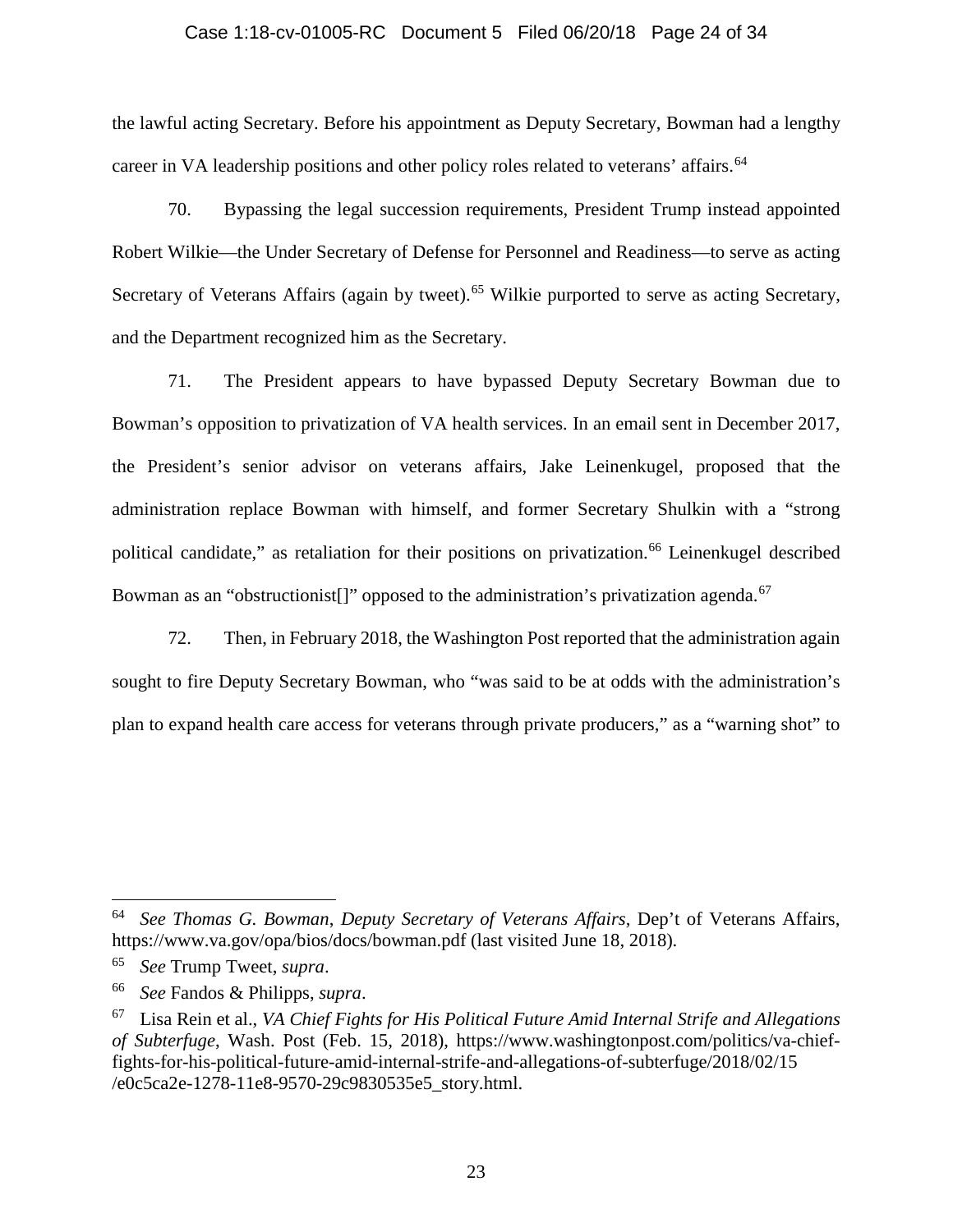the lawful acting Secretary. Before his appointment as Deputy Secretary, Bowman had a lengthy career in VA leadership positions and other policy roles related to veterans' affairs.[64]

70. Bypassing the legal succession requirements, President Trump instead appointed Robert Wilkie—the Under Secretary of Defense for Personnel and Readiness—to serve as acting Secretary of Veterans Affairs (again by tweet).[65] Wilkie purported to serve as acting Secretary, and the Department recognized him as the Secretary.

71. The President appears to have bypassed Deputy Secretary Bowman due to Bowman's opposition to privatization of VA health services. In an email sent in December 2017, the President's senior advisor on veterans affairs, Jake Leinenkugel, proposed that the administration replace Bowman with himself, and former Secretary Shulkin with a "strong political candidate," as retaliation for their positions on privatization.[66] Leinenkugel described Bowman as an "obstructionist[]" opposed to the administration's privatization agenda.[67]

72. Then, in February 2018, the Washington Post reported that the administration again sought to fire Deputy Secretary Bowman, who "was said to be at odds with the administration's plan to expand health care access for veterans through private producers," as a "warning shot" to

---

[64] *See Thomas G. Bowman*, *Deputy Secretary of Veterans Affairs*, Dep't of Veterans Affairs, https://www.va.gov/opa/bios/docs/bowman.pdf (last visited June 18, 2018).

[65] *See* Trump Tweet, *supra*.

[66] *See* Fandos & Philipps, *supra*.

[67] Lisa Rein et al., *VA Chief Fights for His Political Future Amid Internal Strife and Allegations of Subterfuge*, Wash. Post (Feb. 15, 2018), https://www.washingtonpost.com/politics/va-chief-fights-for-his-political-future-amid-internal-strife-and-allegations-of-subterfuge/2018/02/15/e0c5ca2e-1278-11e8-9570-29c9830535e5_story.html.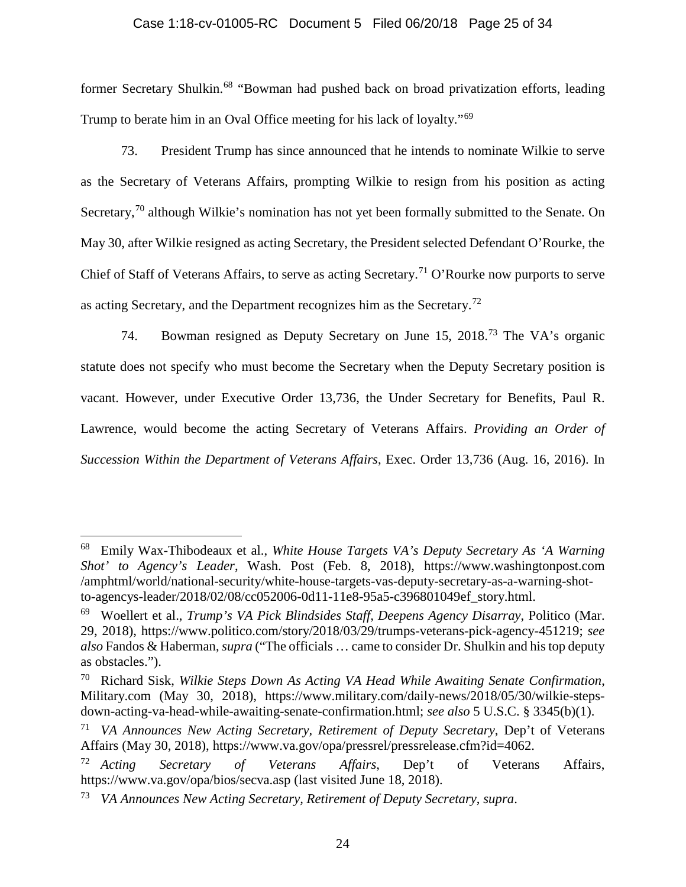former Secretary Shulkin.[68] "Bowman had pushed back on broad privatization efforts, leading Trump to berate him in an Oval Office meeting for his lack of loyalty."[69]

73. President Trump has since announced that he intends to nominate Wilkie to serve as the Secretary of Veterans Affairs, prompting Wilkie to resign from his position as acting Secretary,[70] although Wilkie's nomination has not yet been formally submitted to the Senate. On May 30, after Wilkie resigned as acting Secretary, the President selected Defendant O'Rourke, the Chief of Staff of Veterans Affairs, to serve as acting Secretary.[71] O'Rourke now purports to serve as acting Secretary, and the Department recognizes him as the Secretary.[72]

74. Bowman resigned as Deputy Secretary on June 15, 2018.[73] The VA's organic statute does not specify who must become the Secretary when the Deputy Secretary position is vacant. However, under Executive Order 13,736, the Under Secretary for Benefits, Paul R. Lawrence, would become the acting Secretary of Veterans Affairs. *Providing an Order of Succession Within the Department of Veterans Affairs*, Exec. Order 13,736 (Aug. 16, 2016). In

---

[68] Emily Wax-Thibodeaux et al., *White House Targets VA's Deputy Secretary As 'A Warning Shot' to Agency's Leader*, Wash. Post (Feb. 8, 2018), https://www.washingtonpost.com/amphtml/world/national-security/white-house-targets-vas-deputy-secretary-as-a-warning-shot-to-agencys-leader/2018/02/08/cc052006-0d11-11e8-95a5-c396801049ef_story.html.

[69] Woellert et al., *Trump's VA Pick Blindsides Staff, Deepens Agency Disarray*, Politico (Mar. 29, 2018), https://www.politico.com/story/2018/03/29/trumps-veterans-pick-agency-451219; *see also* Fandos & Haberman, *supra* ("The officials … came to consider Dr. Shulkin and his top deputy as obstacles.").

[70] Richard Sisk, *Wilkie Steps Down As Acting VA Head While Awaiting Senate Confirmation*, Military.com (May 30, 2018), https://www.military.com/daily-news/2018/05/30/wilkie-steps-down-acting-va-head-while-awaiting-senate-confirmation.html; *see also* 5 U.S.C. § 3345(b)(1).

[71] *VA Announces New Acting Secretary, Retirement of Deputy Secretary*, Dep't of Veterans Affairs (May 30, 2018), https://www.va.gov/opa/pressrel/pressrelease.cfm?id=4062.

[72] *Acting Secretary of Veterans Affairs*, Dep't of Veterans Affairs, https://www.va.gov/opa/bios/secva.asp (last visited June 18, 2018).

[73] *VA Announces New Acting Secretary, Retirement of Deputy Secretary*, *supra*.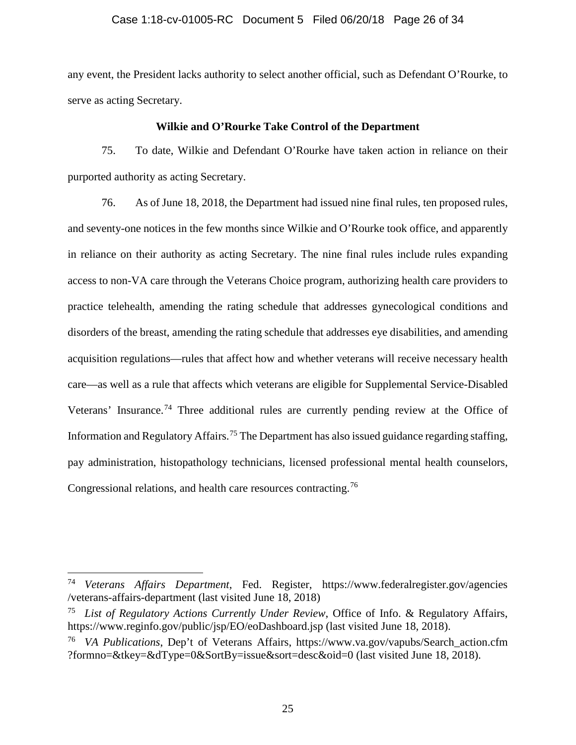any event, the President lacks authority to select another official, such as Defendant O'Rourke, to serve as acting Secretary.

**Wilkie and O'Rourke Take Control of the Department**

75. To date, Wilkie and Defendant O'Rourke have taken action in reliance on their purported authority as acting Secretary.

76. As of June 18, 2018, the Department had issued nine final rules, ten proposed rules, and seventy-one notices in the few months since Wilkie and O'Rourke took office, and apparently in reliance on their authority as acting Secretary. The nine final rules include rules expanding access to non-VA care through the Veterans Choice program, authorizing health care providers to practice telehealth, amending the rating schedule that addresses gynecological conditions and disorders of the breast, amending the rating schedule that addresses eye disabilities, and amending acquisition regulations—rules that affect how and whether veterans will receive necessary health care—as well as a rule that affects which veterans are eligible for Supplemental Service-Disabled Veterans' Insurance.[74] Three additional rules are currently pending review at the Office of Information and Regulatory Affairs.[75] The Department has also issued guidance regarding staffing, pay administration, histopathology technicians, licensed professional mental health counselors, Congressional relations, and health care resources contracting.[76]

---

[74] *Veterans Affairs Department*, Fed. Register, https://www.federalregister.gov/agencies/veterans-affairs-department (last visited June 18, 2018)

[75] *List of Regulatory Actions Currently Under Review*, Office of Info. & Regulatory Affairs, https://www.reginfo.gov/public/jsp/EO/eoDashboard.jsp (last visited June 18, 2018).

[76] *VA Publications*, Dep't of Veterans Affairs, https://www.va.gov/vapubs/Search_action.cfm?formno=&tkey=&dType=0&SortBy=issue&sort=desc&oid=0 (last visited June 18, 2018).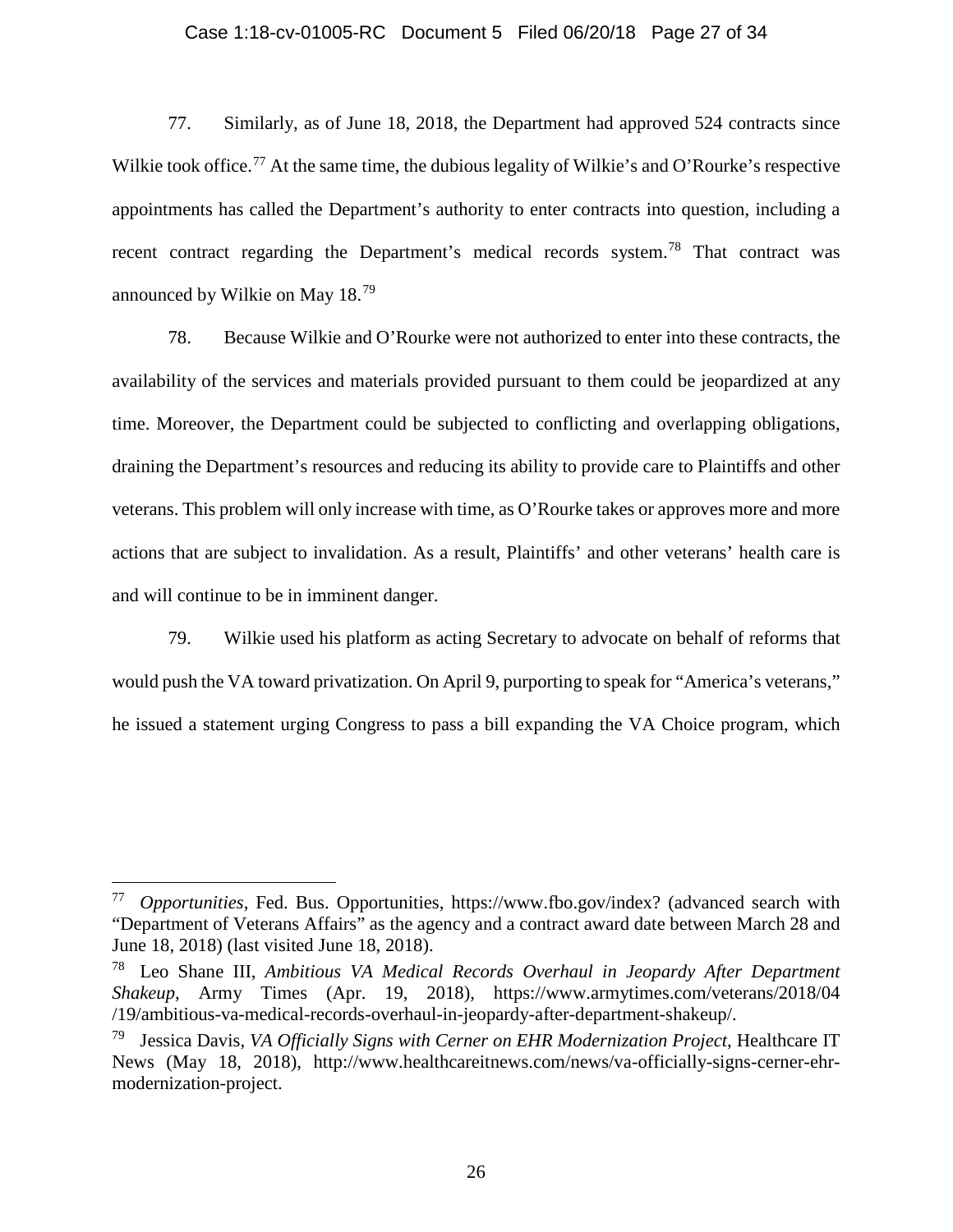77. Similarly, as of June 18, 2018, the Department had approved 524 contracts since Wilkie took office.[77] At the same time, the dubious legality of Wilkie's and O'Rourke's respective appointments has called the Department's authority to enter contracts into question, including a recent contract regarding the Department's medical records system.[78] That contract was announced by Wilkie on May 18.[79]

78. Because Wilkie and O'Rourke were not authorized to enter into these contracts, the availability of the services and materials provided pursuant to them could be jeopardized at any time. Moreover, the Department could be subjected to conflicting and overlapping obligations, draining the Department's resources and reducing its ability to provide care to Plaintiffs and other veterans. This problem will only increase with time, as O'Rourke takes or approves more and more actions that are subject to invalidation. As a result, Plaintiffs' and other veterans' health care is and will continue to be in imminent danger.

79. Wilkie used his platform as acting Secretary to advocate on behalf of reforms that would push the VA toward privatization. On April 9, purporting to speak for "America's veterans," he issued a statement urging Congress to pass a bill expanding the VA Choice program, which

---

[77] *Opportunities*, Fed. Bus. Opportunities, https://www.fbo.gov/index? (advanced search with "Department of Veterans Affairs" as the agency and a contract award date between March 28 and June 18, 2018) (last visited June 18, 2018).

[78] Leo Shane III, *Ambitious VA Medical Records Overhaul in Jeopardy After Department Shakeup*, Army Times (Apr. 19, 2018), https://www.armytimes.com/veterans/2018/04/19/ambitious-va-medical-records-overhaul-in-jeopardy-after-department-shakeup/.

[79] Jessica Davis, *VA Officially Signs with Cerner on EHR Modernization Project*, Healthcare IT News (May 18, 2018), http://www.healthcareitnews.com/news/va-officially-signs-cerner-ehr-modernization-project.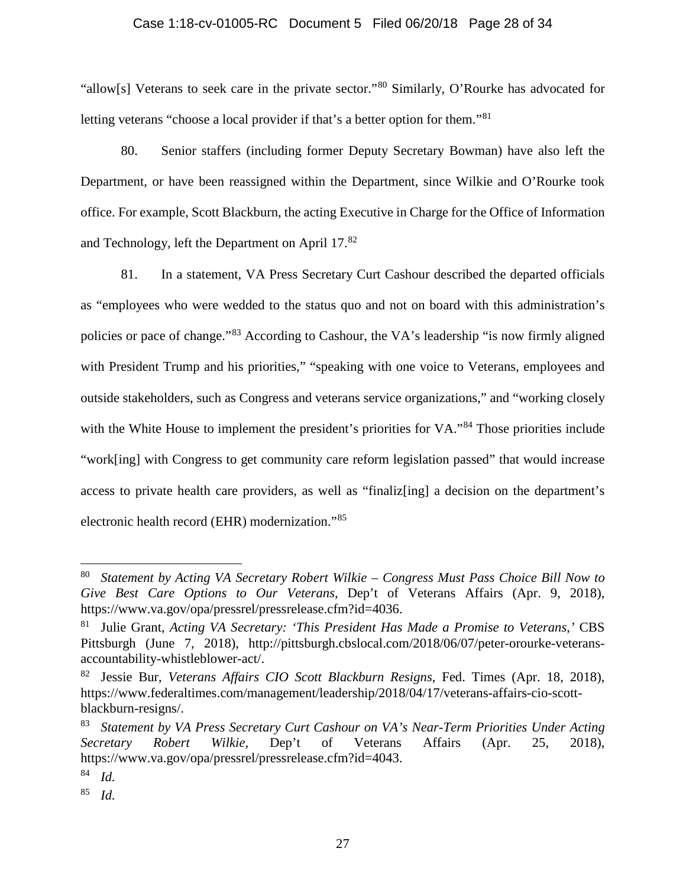"allow[s] Veterans to seek care in the private sector."[80] Similarly, O'Rourke has advocated for letting veterans "choose a local provider if that's a better option for them."[81]

80. Senior staffers (including former Deputy Secretary Bowman) have also left the Department, or have been reassigned within the Department, since Wilkie and O'Rourke took office. For example, Scott Blackburn, the acting Executive in Charge for the Office of Information and Technology, left the Department on April 17.[82]

81. In a statement, VA Press Secretary Curt Cashour described the departed officials as "employees who were wedded to the status quo and not on board with this administration's policies or pace of change."[83] According to Cashour, the VA's leadership "is now firmly aligned with President Trump and his priorities," "speaking with one voice to Veterans, employees and outside stakeholders, such as Congress and veterans service organizations," and "working closely with the White House to implement the president's priorities for VA."[84] Those priorities include "work[ing] with Congress to get community care reform legislation passed" that would increase access to private health care providers, as well as "finaliz[ing] a decision on the department's electronic health record (EHR) modernization."[85]

---

[80] *Statement by Acting VA Secretary Robert Wilkie – Congress Must Pass Choice Bill Now to Give Best Care Options to Our Veterans*, Dep't of Veterans Affairs (Apr. 9, 2018), https://www.va.gov/opa/pressrel/pressrelease.cfm?id=4036.

[81] Julie Grant, *Acting VA Secretary: 'This President Has Made a Promise to Veterans*,*'* CBS Pittsburgh (June 7, 2018), http://pittsburgh.cbslocal.com/2018/06/07/peter-orourke-veterans-accountability-whistleblower-act/.

[82] Jessie Bur, *Veterans Affairs CIO Scott Blackburn Resigns*, Fed. Times (Apr. 18, 2018), https://www.federaltimes.com/management/leadership/2018/04/17/veterans-affairs-cio-scott-blackburn-resigns/.

[83] *Statement by VA Press Secretary Curt Cashour on VA's Near-Term Priorities Under Acting Secretary Robert Wilkie*, Dep't of Veterans Affairs (Apr. 25, 2018), https://www.va.gov/opa/pressrel/pressrelease.cfm?id=4043.

[84] *Id.*

[85] *Id.*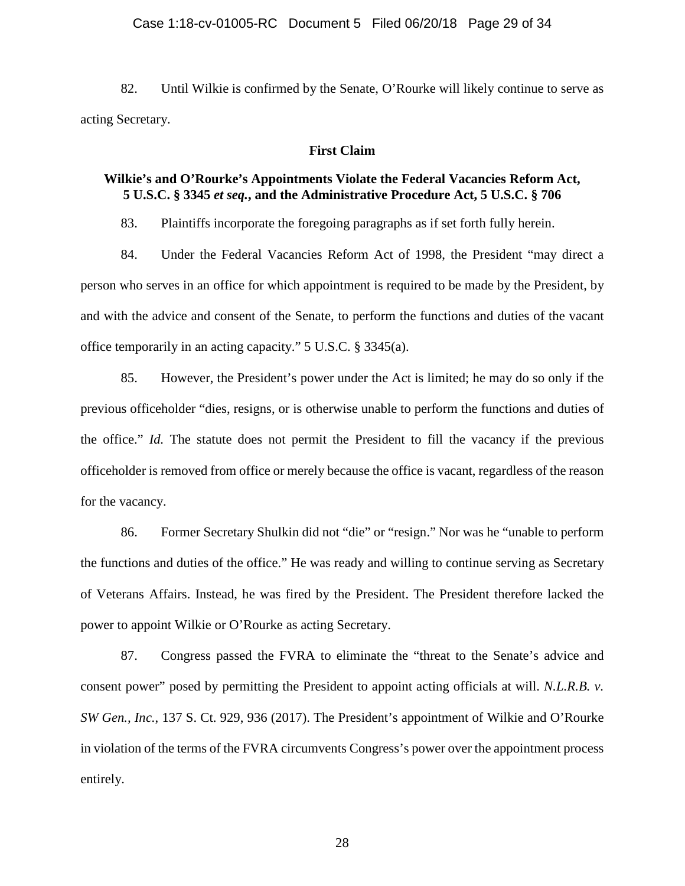82. Until Wilkie is confirmed by the Senate, O'Rourke will likely continue to serve as acting Secretary.

**First Claim**

**Wilkie's and O'Rourke's Appointments Violate the Federal Vacancies Reform Act, 5 U.S.C. § 3345 *et seq.*, and the Administrative Procedure Act, 5 U.S.C. § 706**

83. Plaintiffs incorporate the foregoing paragraphs as if set forth fully herein.

84. Under the Federal Vacancies Reform Act of 1998, the President "may direct a person who serves in an office for which appointment is required to be made by the President, by and with the advice and consent of the Senate, to perform the functions and duties of the vacant office temporarily in an acting capacity." 5 U.S.C. § 3345(a).

85. However, the President's power under the Act is limited; he may do so only if the previous officeholder "dies, resigns, or is otherwise unable to perform the functions and duties of the office." *Id.* The statute does not permit the President to fill the vacancy if the previous officeholder is removed from office or merely because the office is vacant, regardless of the reason for the vacancy.

86. Former Secretary Shulkin did not "die" or "resign." Nor was he "unable to perform the functions and duties of the office." He was ready and willing to continue serving as Secretary of Veterans Affairs. Instead, he was fired by the President. The President therefore lacked the power to appoint Wilkie or O'Rourke as acting Secretary.

87. Congress passed the FVRA to eliminate the "threat to the Senate's advice and consent power" posed by permitting the President to appoint acting officials at will. *N.L.R.B. v. SW Gen., Inc.*, 137 S. Ct. 929, 936 (2017). The President's appointment of Wilkie and O'Rourke in violation of the terms of the FVRA circumvents Congress's power over the appointment process entirely.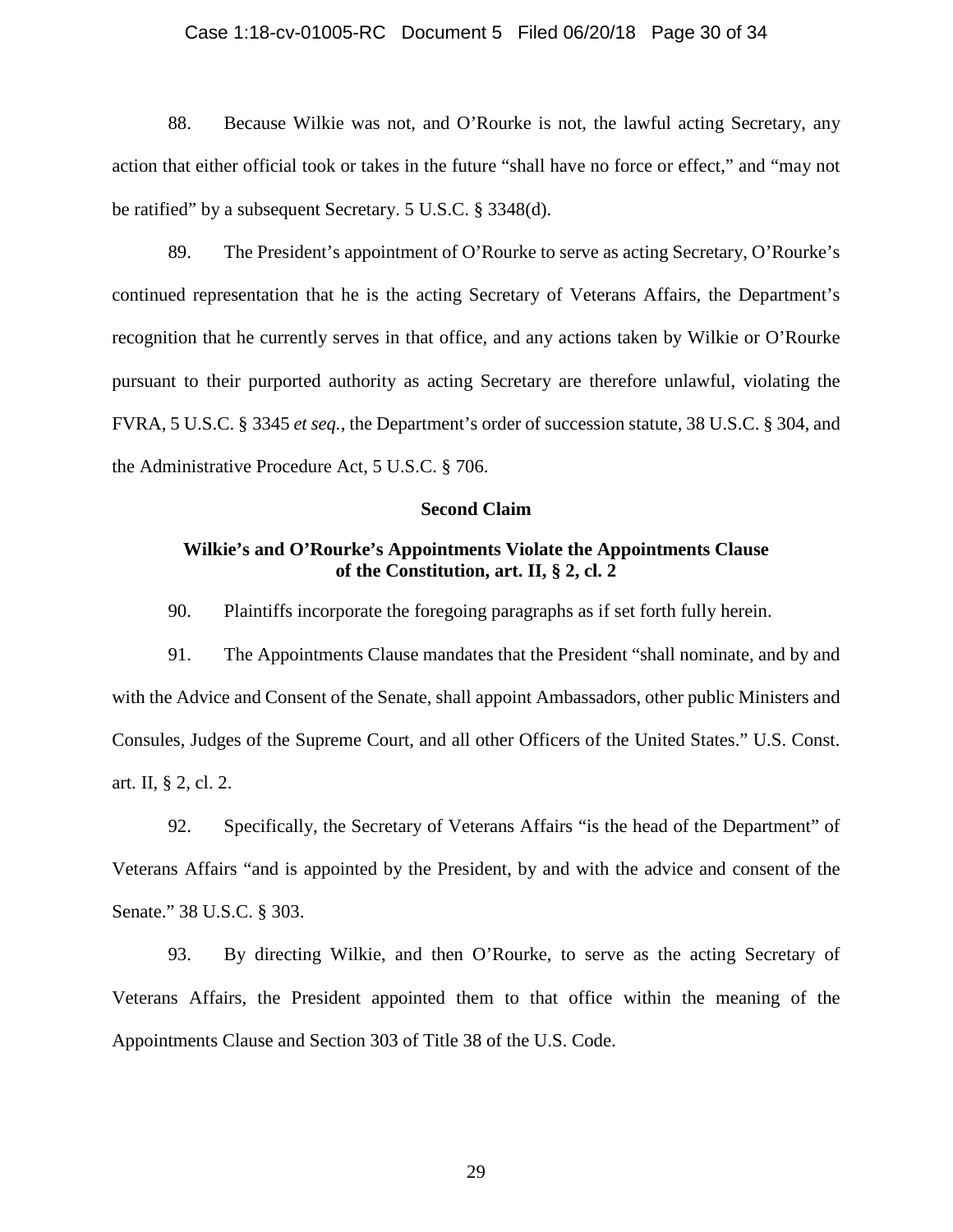88. Because Wilkie was not, and O'Rourke is not, the lawful acting Secretary, any action that either official took or takes in the future "shall have no force or effect," and "may not be ratified" by a subsequent Secretary. 5 U.S.C. § 3348(d).

89. The President's appointment of O'Rourke to serve as acting Secretary, O'Rourke's continued representation that he is the acting Secretary of Veterans Affairs, the Department's recognition that he currently serves in that office, and any actions taken by Wilkie or O'Rourke pursuant to their purported authority as acting Secretary are therefore unlawful, violating the FVRA, 5 U.S.C. § 3345 *et seq.*, the Department's order of succession statute, 38 U.S.C. § 304, and the Administrative Procedure Act, 5 U.S.C. § 706.

**Second Claim**

**Wilkie's and O'Rourke's Appointments Violate the Appointments Clause of the Constitution, art. II, § 2, cl. 2**

90. Plaintiffs incorporate the foregoing paragraphs as if set forth fully herein.

91. The Appointments Clause mandates that the President "shall nominate, and by and with the Advice and Consent of the Senate, shall appoint Ambassadors, other public Ministers and Consules, Judges of the Supreme Court, and all other Officers of the United States." U.S. Const. art. II, § 2, cl. 2.

92. Specifically, the Secretary of Veterans Affairs "is the head of the Department" of Veterans Affairs "and is appointed by the President, by and with the advice and consent of the Senate." 38 U.S.C. § 303.

93. By directing Wilkie, and then O'Rourke, to serve as the acting Secretary of Veterans Affairs, the President appointed them to that office within the meaning of the Appointments Clause and Section 303 of Title 38 of the U.S. Code.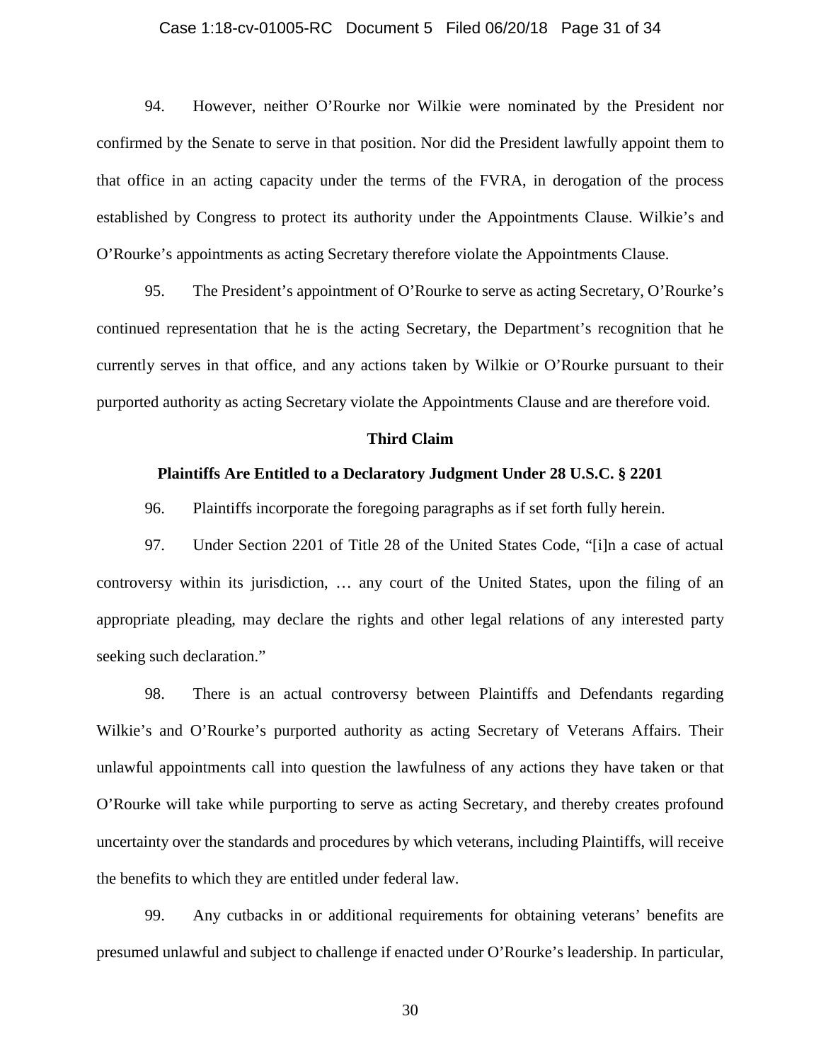94. However, neither O'Rourke nor Wilkie were nominated by the President nor confirmed by the Senate to serve in that position. Nor did the President lawfully appoint them to that office in an acting capacity under the terms of the FVRA, in derogation of the process established by Congress to protect its authority under the Appointments Clause. Wilkie's and O'Rourke's appointments as acting Secretary therefore violate the Appointments Clause.

95. The President's appointment of O'Rourke to serve as acting Secretary, O'Rourke's continued representation that he is the acting Secretary, the Department's recognition that he currently serves in that office, and any actions taken by Wilkie or O'Rourke pursuant to their purported authority as acting Secretary violate the Appointments Clause and are therefore void.

**Third Claim**

**Plaintiffs Are Entitled to a Declaratory Judgment Under 28 U.S.C. § 2201**

96. Plaintiffs incorporate the foregoing paragraphs as if set forth fully herein.

97. Under Section 2201 of Title 28 of the United States Code, "[i]n a case of actual controversy within its jurisdiction, … any court of the United States, upon the filing of an appropriate pleading, may declare the rights and other legal relations of any interested party seeking such declaration."

98. There is an actual controversy between Plaintiffs and Defendants regarding Wilkie's and O'Rourke's purported authority as acting Secretary of Veterans Affairs. Their unlawful appointments call into question the lawfulness of any actions they have taken or that O'Rourke will take while purporting to serve as acting Secretary, and thereby creates profound uncertainty over the standards and procedures by which veterans, including Plaintiffs, will receive the benefits to which they are entitled under federal law.

99. Any cutbacks in or additional requirements for obtaining veterans' benefits are presumed unlawful and subject to challenge if enacted under O'Rourke's leadership. In particular,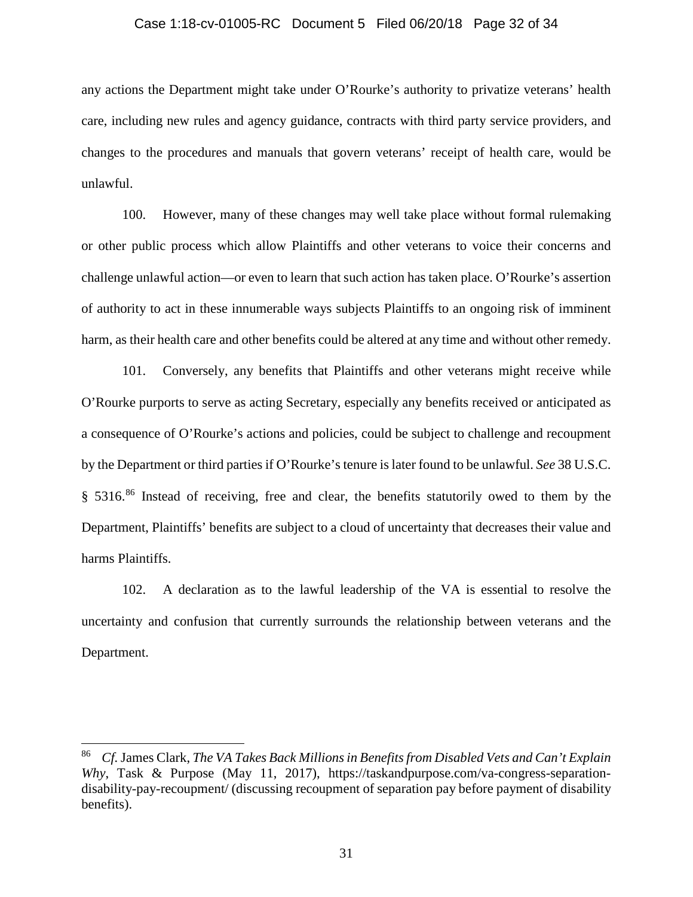any actions the Department might take under O'Rourke's authority to privatize veterans' health care, including new rules and agency guidance, contracts with third party service providers, and changes to the procedures and manuals that govern veterans' receipt of health care, would be unlawful.

100. However, many of these changes may well take place without formal rulemaking or other public process which allow Plaintiffs and other veterans to voice their concerns and challenge unlawful action—or even to learn that such action has taken place. O'Rourke's assertion of authority to act in these innumerable ways subjects Plaintiffs to an ongoing risk of imminent harm, as their health care and other benefits could be altered at any time and without other remedy.

101. Conversely, any benefits that Plaintiffs and other veterans might receive while O'Rourke purports to serve as acting Secretary, especially any benefits received or anticipated as a consequence of O'Rourke's actions and policies, could be subject to challenge and recoupment by the Department or third parties if O'Rourke's tenure is later found to be unlawful. *See* 38 U.S.C. § 5316.[86] Instead of receiving, free and clear, the benefits statutorily owed to them by the Department, Plaintiffs' benefits are subject to a cloud of uncertainty that decreases their value and harms Plaintiffs.

102. A declaration as to the lawful leadership of the VA is essential to resolve the uncertainty and confusion that currently surrounds the relationship between veterans and the Department.

---

[86] *Cf.* James Clark, *The VA Takes Back Millions in Benefits from Disabled Vets and Can't Explain Why*, Task & Purpose (May 11, 2017), https://taskandpurpose.com/va-congress-separation-disability-pay-recoupment/ (discussing recoupment of separation pay before payment of disability benefits).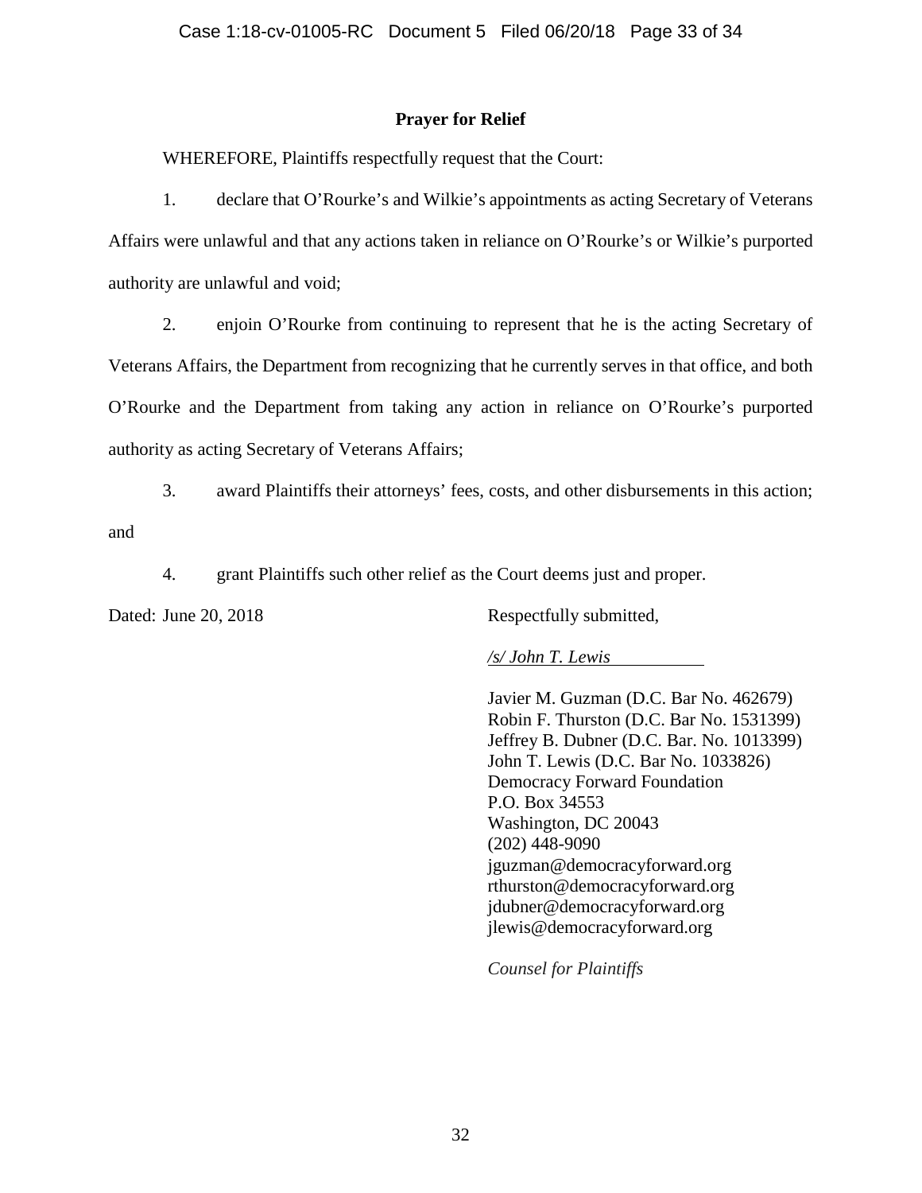## Prayer for Relief

WHEREFORE, Plaintiffs respectfully request that the Court:

1. declare that O'Rourke's and Wilkie's appointments as acting Secretary of Veterans Affairs were unlawful and that any actions taken in reliance on O'Rourke's or Wilkie's purported authority are unlawful and void;

2. enjoin O'Rourke from continuing to represent that he is the acting Secretary of Veterans Affairs, the Department from recognizing that he currently serves in that office, and both O'Rourke and the Department from taking any action in reliance on O'Rourke's purported authority as acting Secretary of Veterans Affairs;

3. award Plaintiffs their attorneys' fees, costs, and other disbursements in this action; and

4. grant Plaintiffs such other relief as the Court deems just and proper.

Dated: June 20, 2018

Respectfully submitted,

*/s/ John T. Lewis*

Javier M. Guzman (D.C. Bar No. 462679)
Robin F. Thurston (D.C. Bar No. 1531399)
Jeffrey B. Dubner (D.C. Bar. No. 1013399)
John T. Lewis (D.C. Bar No. 1033826)
Democracy Forward Foundation
P.O. Box 34553
Washington, DC 20043
(202) 448-9090
jguzman@democracyforward.org
rthurston@democracyforward.org
jdubner@democracyforward.org
jlewis@democracyforward.org

*Counsel for Plaintiffs*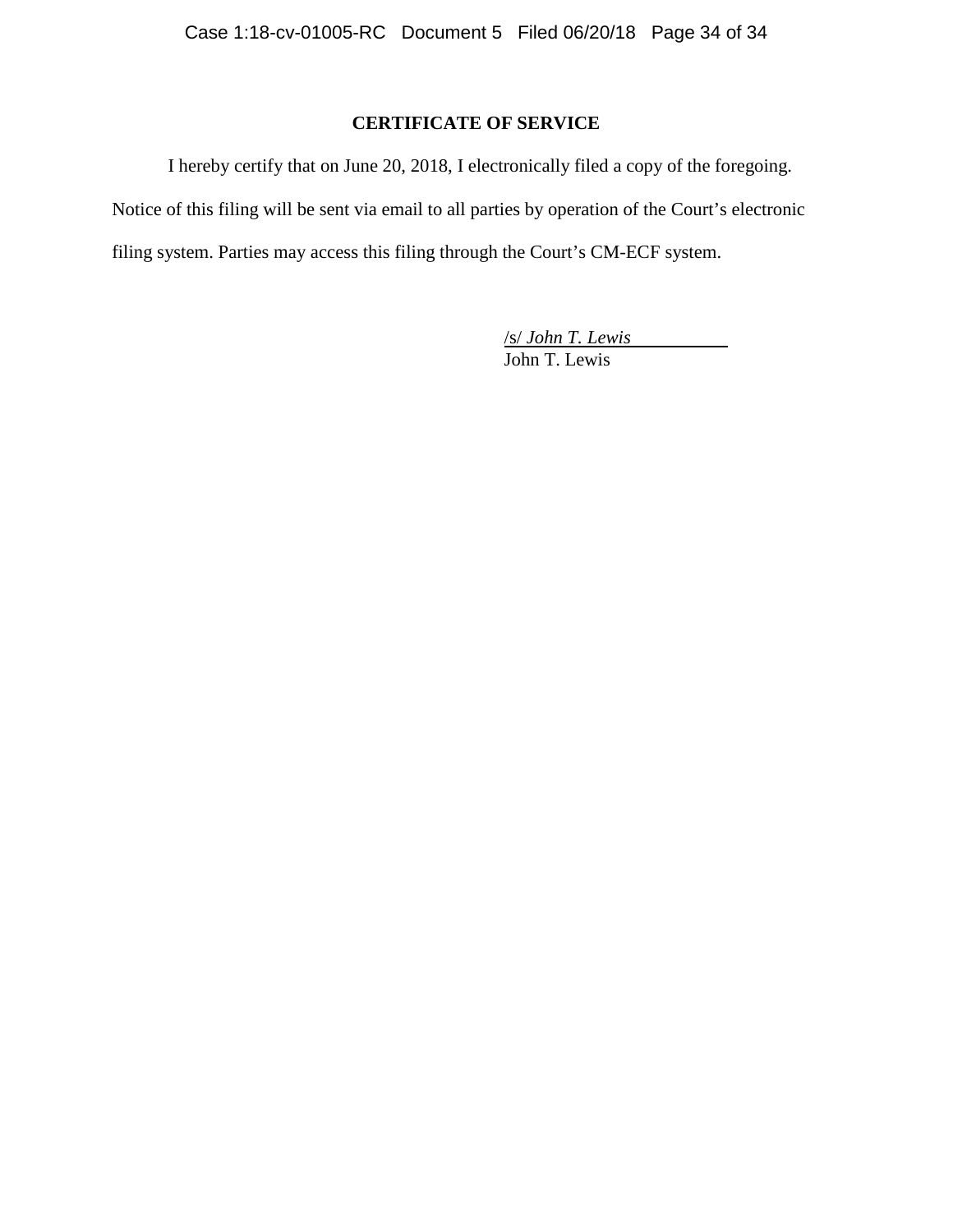## CERTIFICATE OF SERVICE

I hereby certify that on June 20, 2018, I electronically filed a copy of the foregoing. Notice of this filing will be sent via email to all parties by operation of the Court's electronic filing system. Parties may access this filing through the Court's CM-ECF system.

/s/ *John T. Lewis*
John T. Lewis